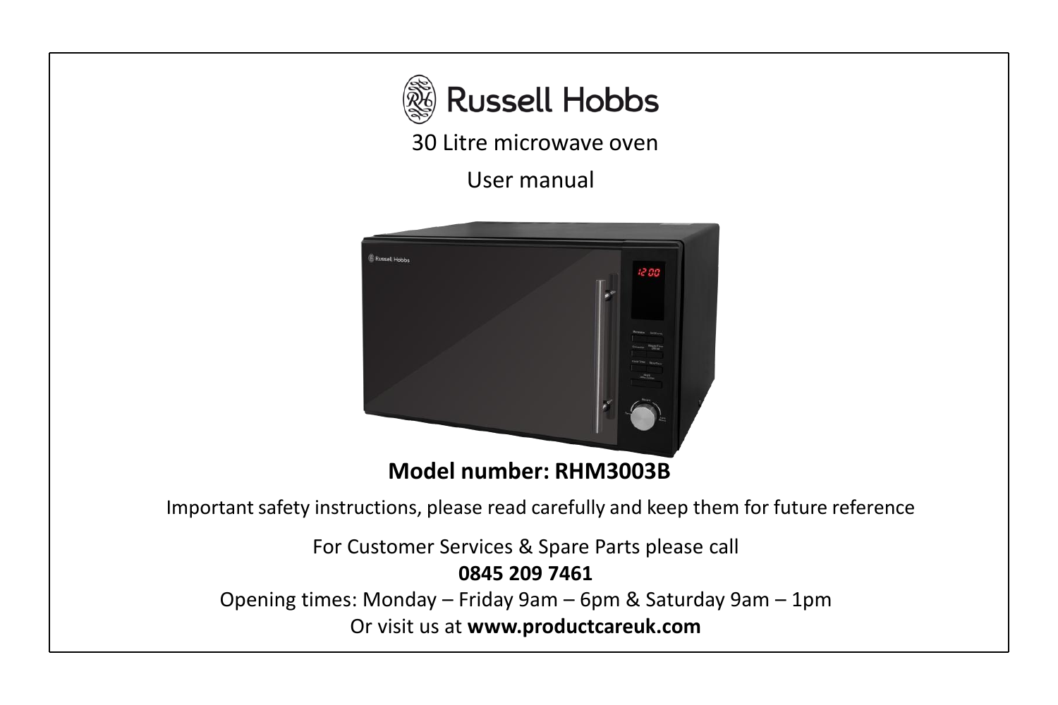# Russell Hobbs

30 Litre microwave oven

User manual

**Model number: RHM3003B**

Important safety instructions, please read carefully and keep them for future reference

For Customer Services & Spare Parts please call

**0845 209 7461**

Opening times: Monday – Friday 9am – 6pm & Saturday 9am – 1pm

Or visit us at **www.productcareuk.com**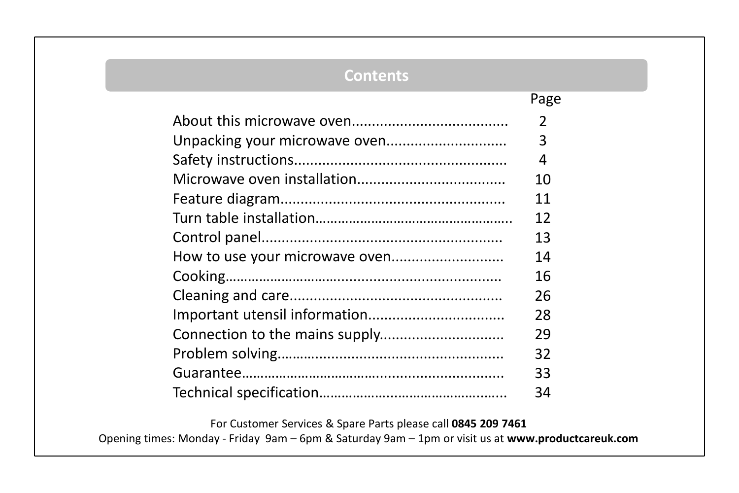# Contents

| | Page |
|---|---|
| About this microwave oven...................................... | 2 |
| Unpacking your microwave oven............................. | 3 |
| Safety instructions.................................................... | 4 |
| Microwave oven installation.................................... | 10 |
| Feature diagram........................................................ | 11 |
| Turn table installation………………………………………….. | 12 |
| Control panel........................................................... | 13 |
| How to use your microwave oven............................ | 14 |
| Cooking……………………..................................................... | 16 |
| Cleaning and care..................................................... | 26 |
| Important utensil information.................................. | 28 |
| Connection to the mains supply............................... | 29 |
| Problem solving……................................................... | 32 |
| Guarantee…………………….............................................. | 33 |
| Technical specification…………………………………….... | 34 |

For Customer Services & Spare Parts please call **0845 209 7461**

Opening times: Monday - Friday 9am – 6pm & Saturday 9am – 1pm or visit us at **www.productcareuk.com**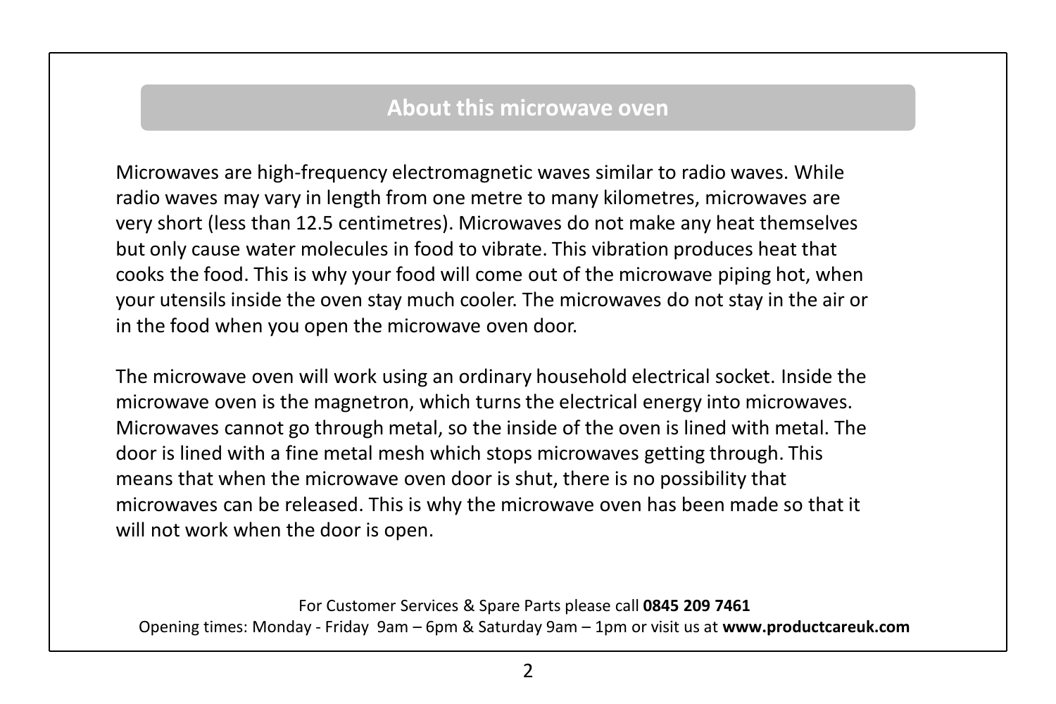## About this microwave oven

Microwaves are high-frequency electromagnetic waves similar to radio waves. While radio waves may vary in length from one metre to many kilometres, microwaves are very short (less than 12.5 centimetres). Microwaves do not make any heat themselves but only cause water molecules in food to vibrate. This vibration produces heat that cooks the food. This is why your food will come out of the microwave piping hot, when your utensils inside the oven stay much cooler. The microwaves do not stay in the air or in the food when you open the microwave oven door.

The microwave oven will work using an ordinary household electrical socket. Inside the microwave oven is the magnetron, which turns the electrical energy into microwaves. Microwaves cannot go through metal, so the inside of the oven is lined with metal. The door is lined with a fine metal mesh which stops microwaves getting through. This means that when the microwave oven door is shut, there is no possibility that microwaves can be released. This is why the microwave oven has been made so that it will not work when the door is open.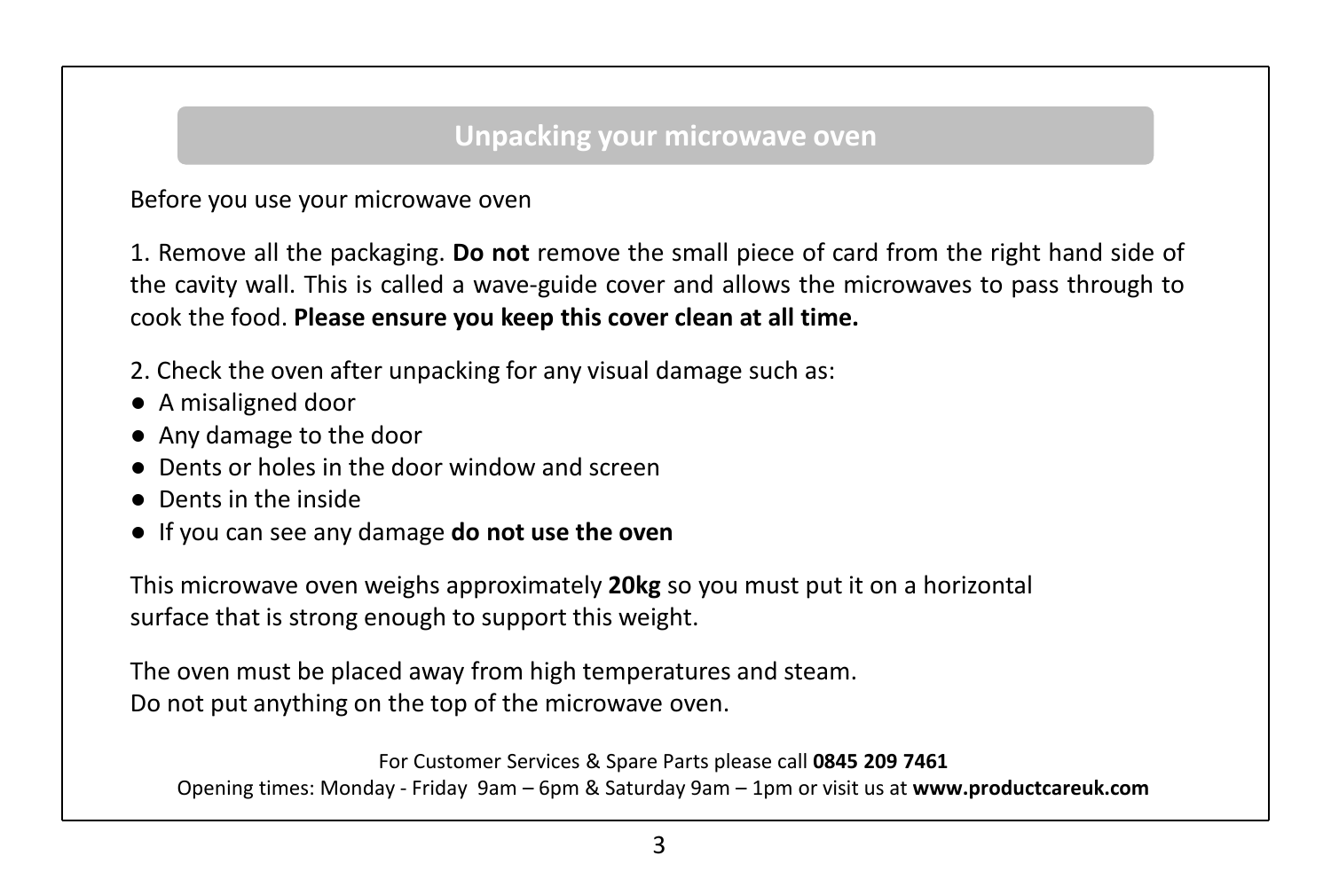## Unpacking your microwave oven

Before you use your microwave oven

1. Remove all the packaging. **Do not** remove the small piece of card from the right hand side of the cavity wall. This is called a wave-guide cover and allows the microwaves to pass through to cook the food. **Please ensure you keep this cover clean at all time.**

2. Check the oven after unpacking for any visual damage such as:

- A misaligned door
- Any damage to the door
- Dents or holes in the door window and screen
- Dents in the inside
- If you can see any damage **do not use the oven**

This microwave oven weighs approximately **20kg** so you must put it on a horizontal surface that is strong enough to support this weight.

The oven must be placed away from high temperatures and steam.
Do not put anything on the top of the microwave oven.

For Customer Services & Spare Parts please call **0845 209 7461**
Opening times: Monday - Friday 9am – 6pm & Saturday 9am – 1pm or visit us at **www.productcareuk.com**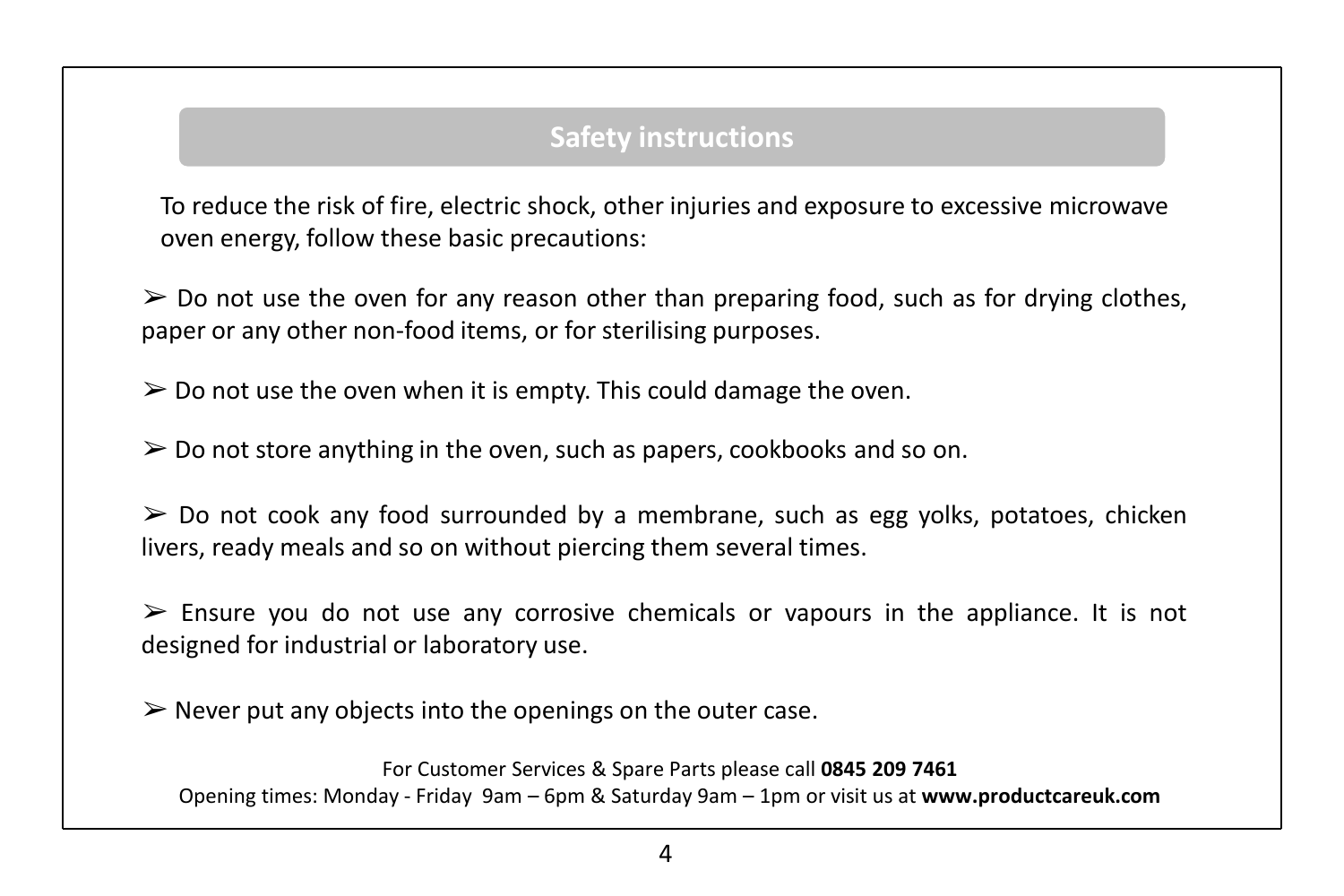## Safety instructions

To reduce the risk of fire, electric shock, other injuries and exposure to excessive microwave oven energy, follow these basic precautions:

- Do not use the oven for any reason other than preparing food, such as for drying clothes, paper or any other non-food items, or for sterilising purposes.
- Do not use the oven when it is empty. This could damage the oven.
- Do not store anything in the oven, such as papers, cookbooks and so on.
- Do not cook any food surrounded by a membrane, such as egg yolks, potatoes, chicken livers, ready meals and so on without piercing them several times.
- Ensure you do not use any corrosive chemicals or vapours in the appliance. It is not designed for industrial or laboratory use.
- Never put any objects into the openings on the outer case.

For Customer Services & Spare Parts please call **0845 209 7461**
Opening times: Monday - Friday 9am – 6pm & Saturday 9am – 1pm or visit us at **www.productcareuk.com**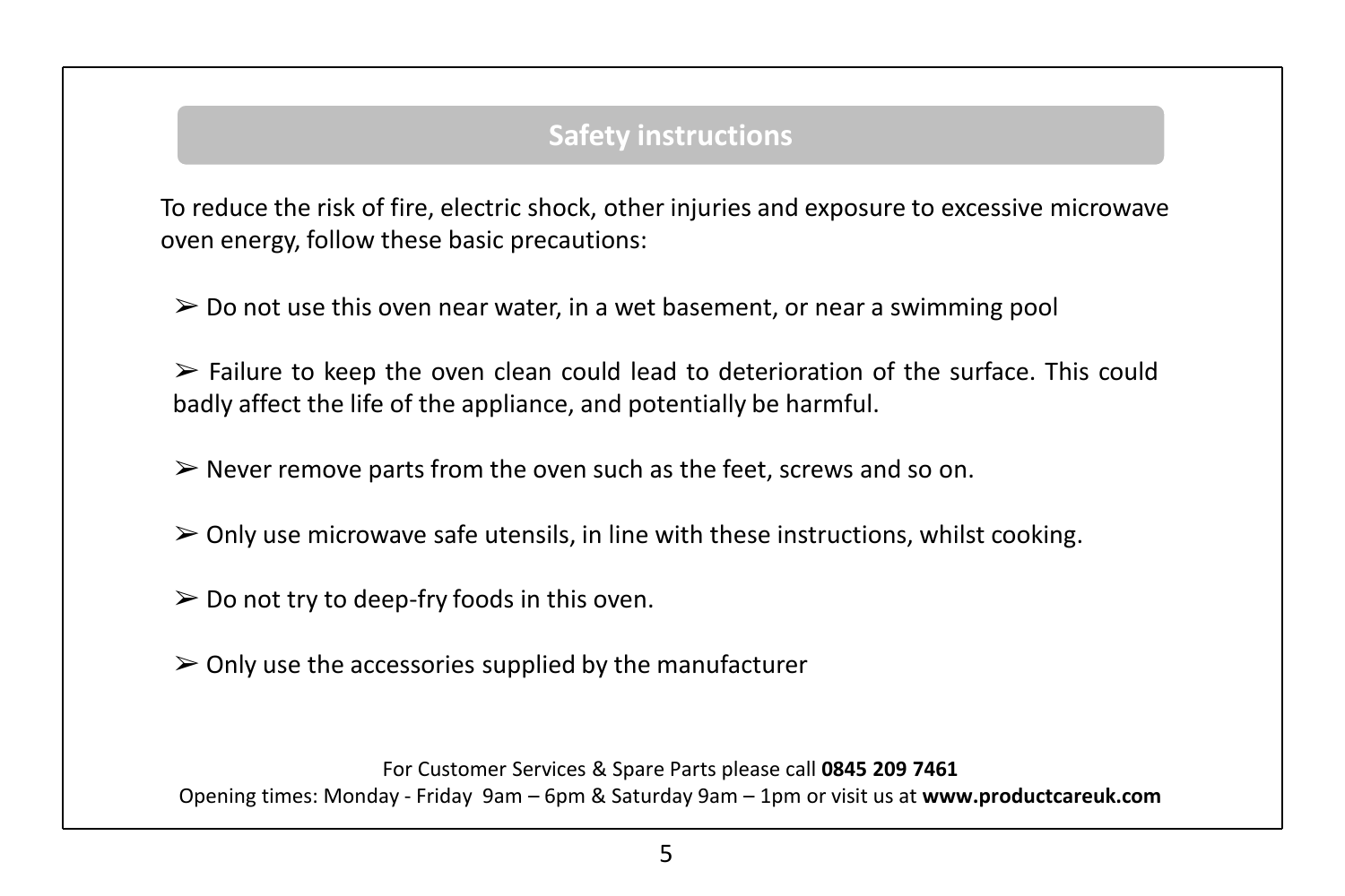## Safety instructions

To reduce the risk of fire, electric shock, other injuries and exposure to excessive microwave oven energy, follow these basic precautions:

- Do not use this oven near water, in a wet basement, or near a swimming pool
- Failure to keep the oven clean could lead to deterioration of the surface. This could badly affect the life of the appliance, and potentially be harmful.
- Never remove parts from the oven such as the feet, screws and so on.
- Only use microwave safe utensils, in line with these instructions, whilst cooking.
- Do not try to deep-fry foods in this oven.
- Only use the accessories supplied by the manufacturer

For Customer Services & Spare Parts please call **0845 209 7461**
Opening times: Monday - Friday 9am – 6pm & Saturday 9am – 1pm or visit us at **www.productcareuk.com**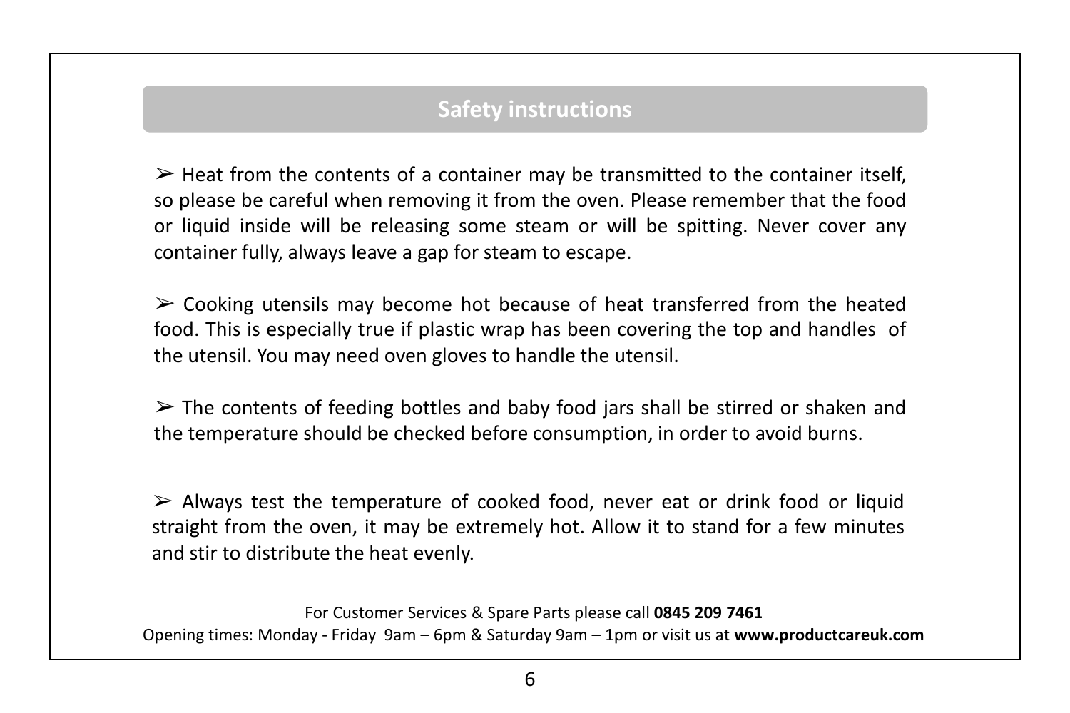## Safety instructions

- Heat from the contents of a container may be transmitted to the container itself, so please be careful when removing it from the oven. Please remember that the food or liquid inside will be releasing some steam or will be spitting. Never cover any container fully, always leave a gap for steam to escape.

- Cooking utensils may become hot because of heat transferred from the heated food. This is especially true if plastic wrap has been covering the top and handles of the utensil. You may need oven gloves to handle the utensil.

- The contents of feeding bottles and baby food jars shall be stirred or shaken and the temperature should be checked before consumption, in order to avoid burns.

- Always test the temperature of cooked food, never eat or drink food or liquid straight from the oven, it may be extremely hot. Allow it to stand for a few minutes and stir to distribute the heat evenly.

For Customer Services & Spare Parts please call **0845 209 7461**
Opening times: Monday - Friday 9am – 6pm & Saturday 9am – 1pm or visit us at **www.productcareuk.com**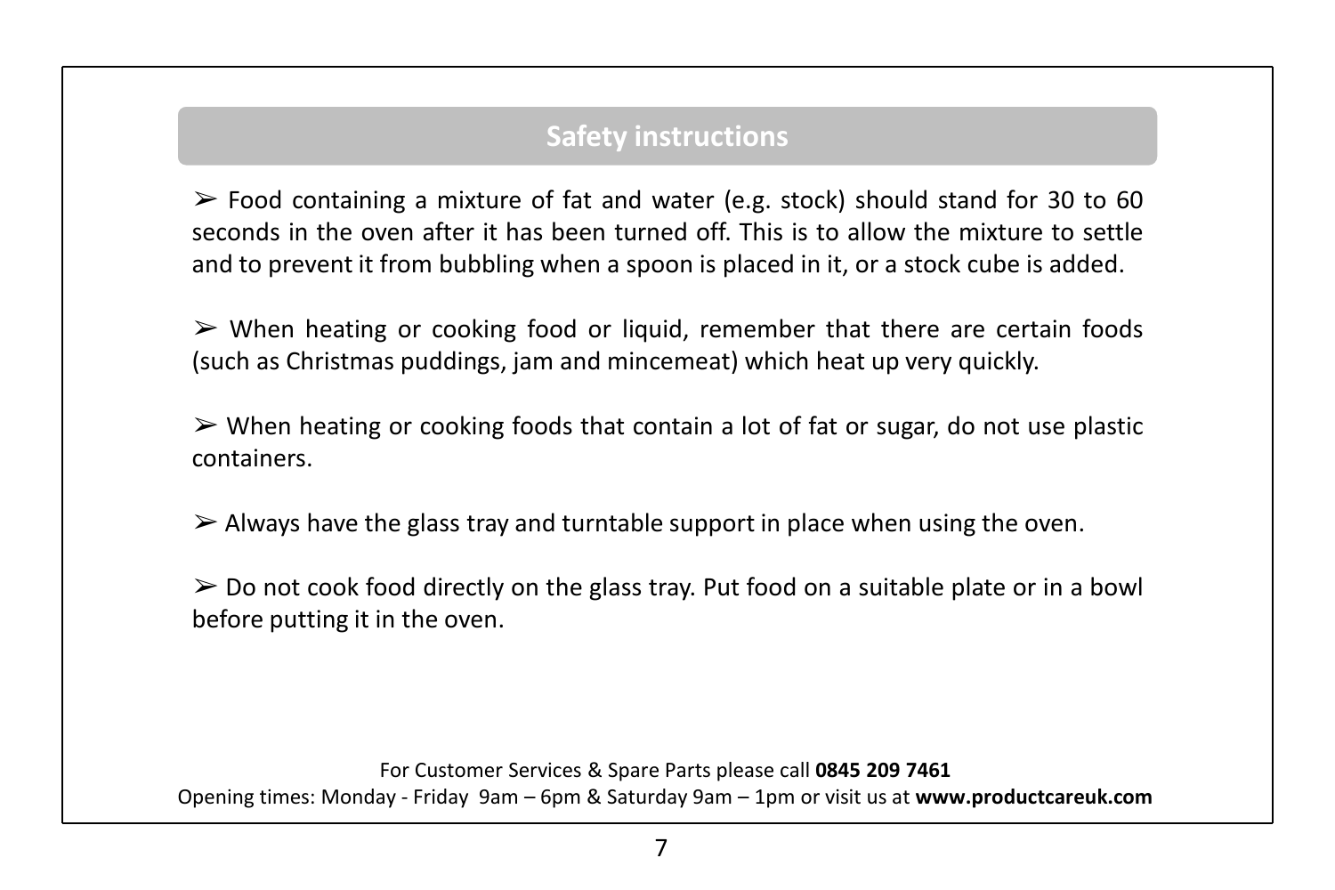## Safety instructions

➢ Food containing a mixture of fat and water (e.g. stock) should stand for 30 to 60 seconds in the oven after it has been turned off. This is to allow the mixture to settle and to prevent it from bubbling when a spoon is placed in it, or a stock cube is added.

➢ When heating or cooking food or liquid, remember that there are certain foods (such as Christmas puddings, jam and mincemeat) which heat up very quickly.

➢ When heating or cooking foods that contain a lot of fat or sugar, do not use plastic containers.

➢ Always have the glass tray and turntable support in place when using the oven.

➢ Do not cook food directly on the glass tray. Put food on a suitable plate or in a bowl before putting it in the oven.

For Customer Services & Spare Parts please call **0845 209 7461**
Opening times: Monday - Friday 9am – 6pm & Saturday 9am – 1pm or visit us at **www.productcareuk.com**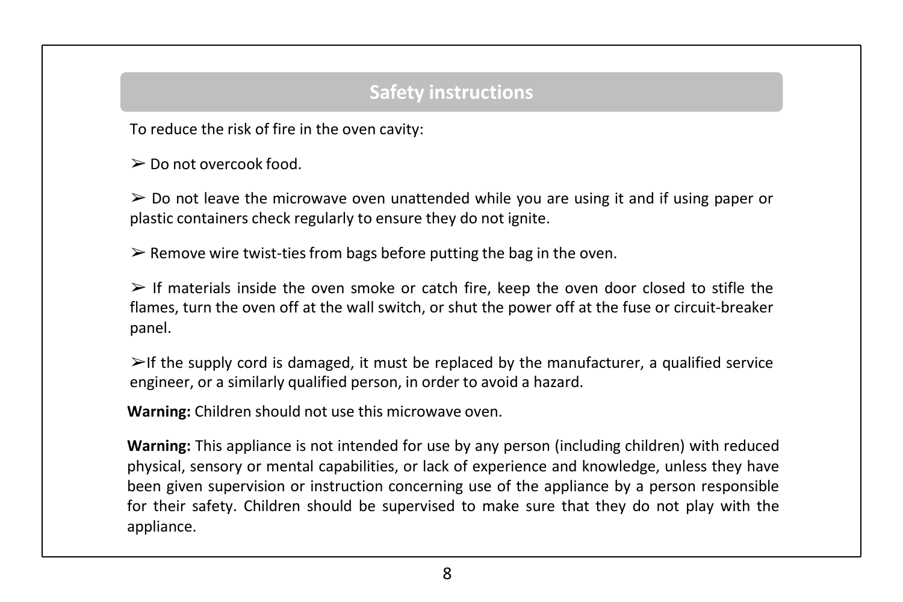## Safety instructions

To reduce the risk of fire in the oven cavity:

➢ Do not overcook food.

➢ Do not leave the microwave oven unattended while you are using it and if using paper or plastic containers check regularly to ensure they do not ignite.

➢ Remove wire twist-ties from bags before putting the bag in the oven.

➢ If materials inside the oven smoke or catch fire, keep the oven door closed to stifle the flames, turn the oven off at the wall switch, or shut the power off at the fuse or circuit-breaker panel.

➢If the supply cord is damaged, it must be replaced by the manufacturer, a qualified service engineer, or a similarly qualified person, in order to avoid a hazard.

**Warning:** Children should not use this microwave oven.

**Warning:** This appliance is not intended for use by any person (including children) with reduced physical, sensory or mental capabilities, or lack of experience and knowledge, unless they have been given supervision or instruction concerning use of the appliance by a person responsible for their safety. Children should be supervised to make sure that they do not play with the appliance.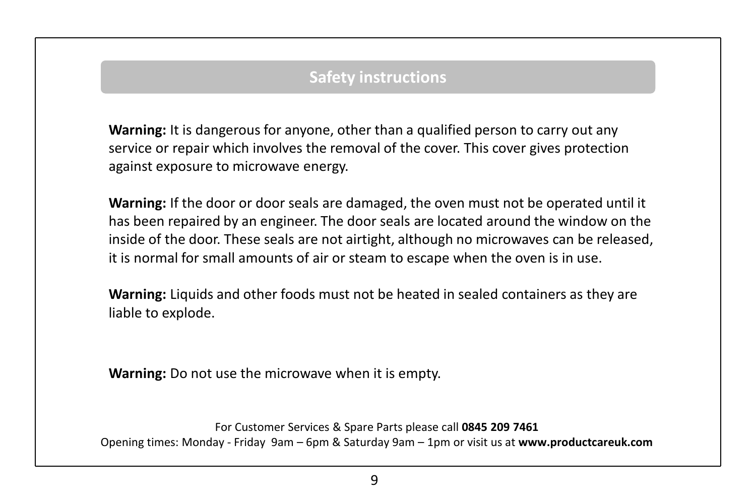## Safety instructions

**Warning:** It is dangerous for anyone, other than a qualified person to carry out any service or repair which involves the removal of the cover. This cover gives protection against exposure to microwave energy.

**Warning:** If the door or door seals are damaged, the oven must not be operated until it has been repaired by an engineer. The door seals are located around the window on the inside of the door. These seals are not airtight, although no microwaves can be released, it is normal for small amounts of air or steam to escape when the oven is in use.

**Warning:** Liquids and other foods must not be heated in sealed containers as they are liable to explode.

**Warning:** Do not use the microwave when it is empty.

For Customer Services & Spare Parts please call **0845 209 7461**
Opening times: Monday - Friday 9am – 6pm & Saturday 9am – 1pm or visit us at **www.productcareuk.com**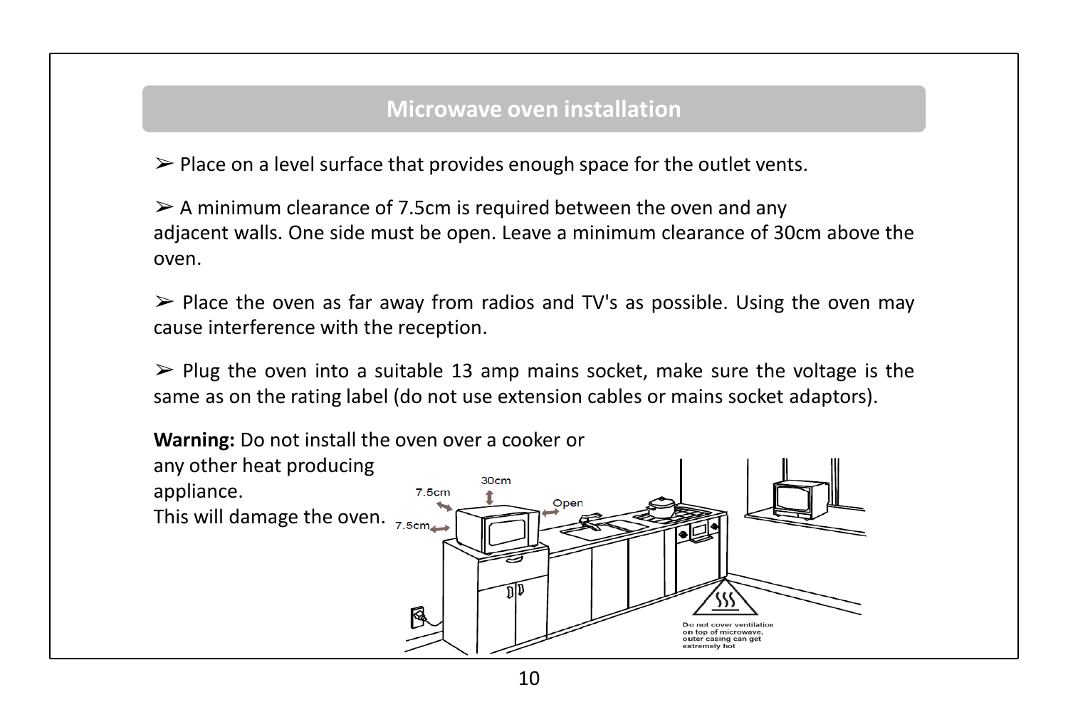## Microwave oven installation

➢ Place on a level surface that provides enough space for the outlet vents.

➢ A minimum clearance of 7.5cm is required between the oven and any adjacent walls. One side must be open. Leave a minimum clearance of 30cm above the oven.

➢ Place the oven as far away from radios and TV's as possible. Using the oven may cause interference with the reception.

➢ Plug the oven into a suitable 13 amp mains socket, make sure the voltage is the same as on the rating label (do not use extension cables or mains socket adaptors).

**Warning:** Do not install the oven over a cooker or any other heat producing appliance.
This will damage the oven.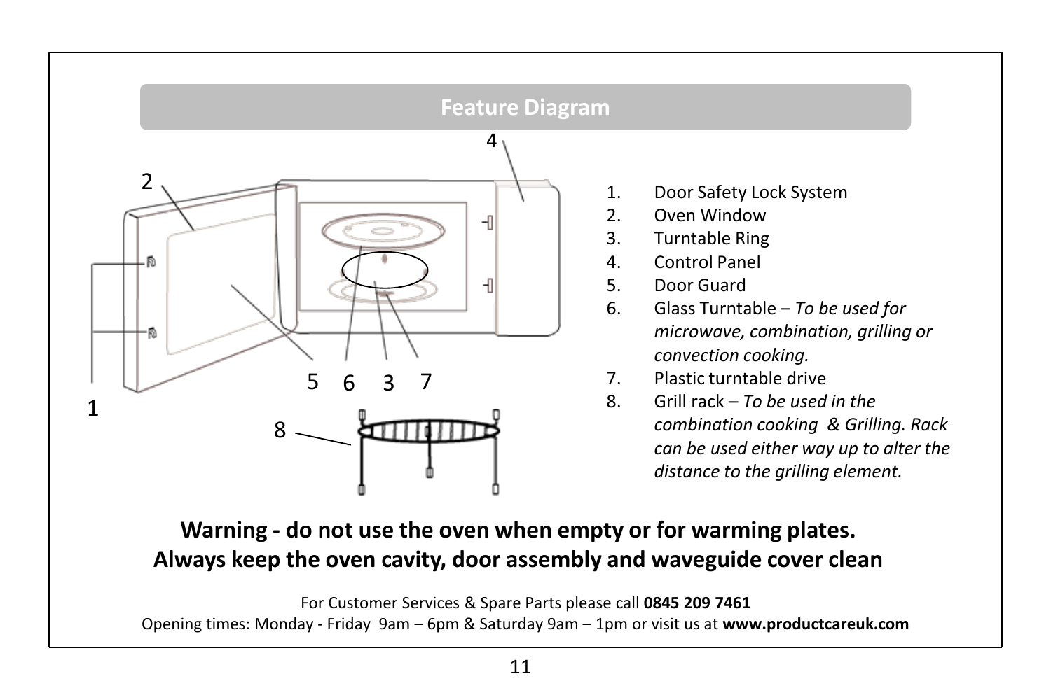## Feature Diagram

1. Door Safety Lock System
2. Oven Window
3. Turntable Ring
4. Control Panel
5. Door Guard
6. Glass Turntable – *To be used for microwave, combination, grilling or convection cooking.*
7. Plastic turntable drive
8. Grill rack – *To be used in the combination cooking & Grilling. Rack can be used either way up to alter the distance to the grilling element.*

**Warning - do not use the oven when empty or for warming plates.**
**Always keep the oven cavity, door assembly and waveguide cover clean**

For Customer Services & Spare Parts please call **0845 209 7461**
Opening times: Monday - Friday 9am – 6pm & Saturday 9am – 1pm or visit us at **www.productcareuk.com**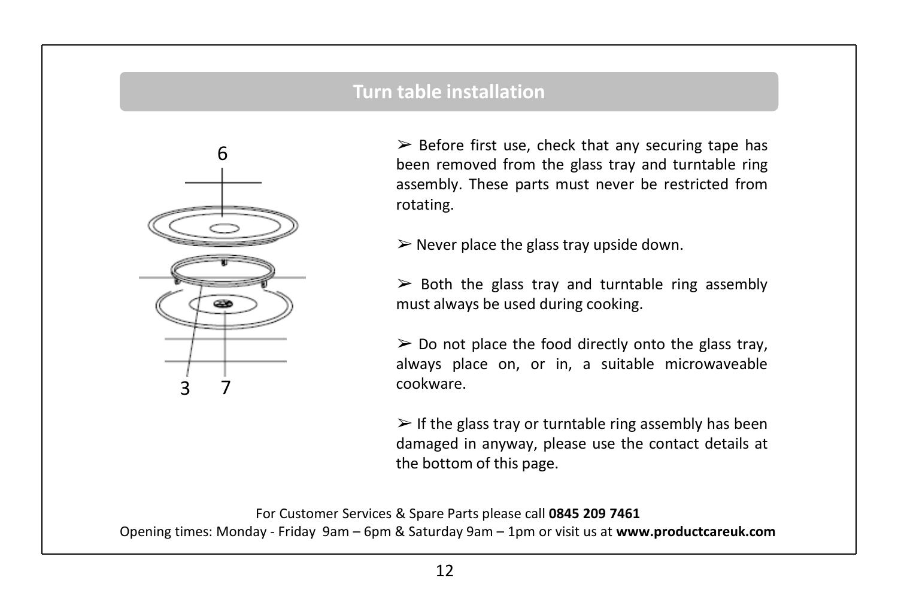## Turn table installation

- Before first use, check that any securing tape has been removed from the glass tray and turntable ring assembly. These parts must never be restricted from rotating.
- Never place the glass tray upside down.
- Both the glass tray and turntable ring assembly must always be used during cooking.
- Do not place the food directly onto the glass tray, always place on, or in, a suitable microwaveable cookware.
- If the glass tray or turntable ring assembly has been damaged in anyway, please use the contact details at the bottom of this page.

For Customer Services & Spare Parts please call **0845 209 7461**
Opening times: Monday - Friday 9am – 6pm & Saturday 9am – 1pm or visit us at **www.productcareuk.com**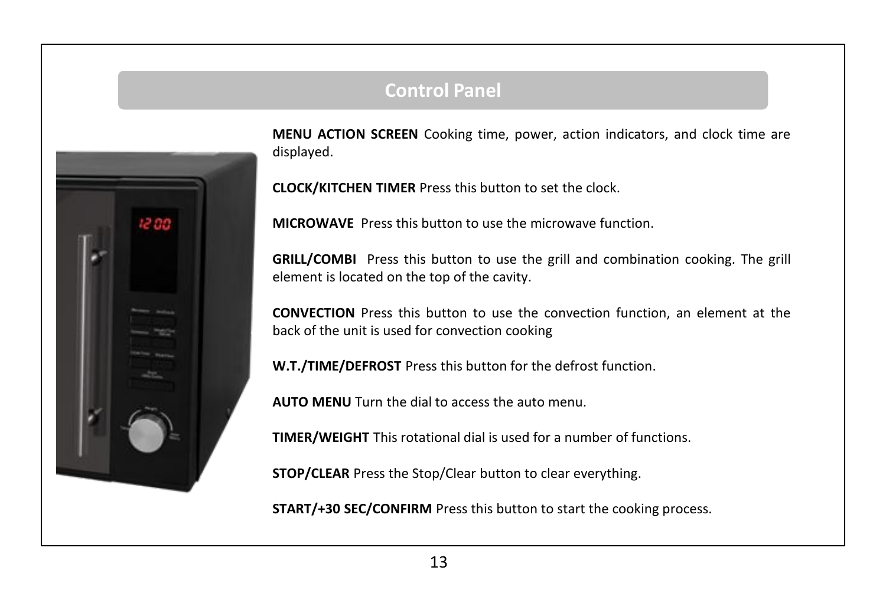## Control Panel

**MENU ACTION SCREEN** Cooking time, power, action indicators, and clock time are displayed.

**CLOCK/KITCHEN TIMER** Press this button to set the clock.

**MICROWAVE** Press this button to use the microwave function.

**GRILL/COMBI** Press this button to use the grill and combination cooking. The grill element is located on the top of the cavity.

**CONVECTION** Press this button to use the convection function, an element at the back of the unit is used for convection cooking

**W.T./TIME/DEFROST** Press this button for the defrost function.

**AUTO MENU** Turn the dial to access the auto menu.

**TIMER/WEIGHT** This rotational dial is used for a number of functions.

**STOP/CLEAR** Press the Stop/Clear button to clear everything.

**START/+30 SEC/CONFIRM** Press this button to start the cooking process.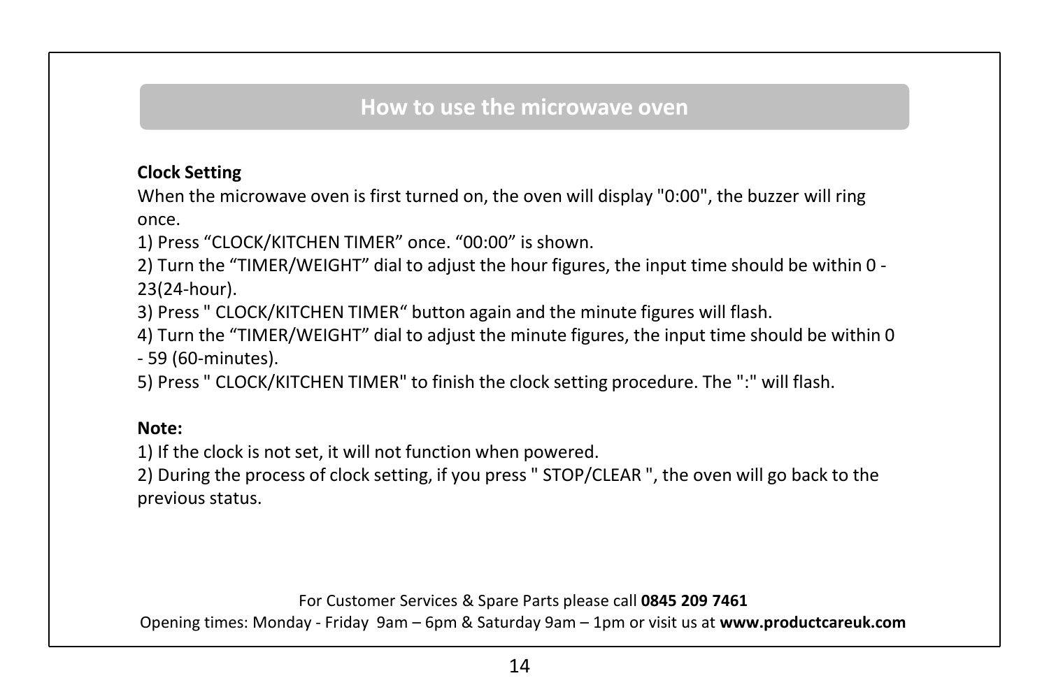## How to use the microwave oven

**Clock Setting**

When the microwave oven is first turned on, the oven will display "0:00", the buzzer will ring once.

1) Press “CLOCK/KITCHEN TIMER” once. “00:00” is shown.
2) Turn the “TIMER/WEIGHT” dial to adjust the hour figures, the input time should be within 0 - 23(24-hour).
3) Press " CLOCK/KITCHEN TIMER“ button again and the minute figures will flash.
4) Turn the “TIMER/WEIGHT” dial to adjust the minute figures, the input time should be within 0 - 59 (60-minutes).
5) Press " CLOCK/KITCHEN TIMER" to finish the clock setting procedure. The ":" will flash.

**Note:**

1) If the clock is not set, it will not function when powered.
2) During the process of clock setting, if you press " STOP/CLEAR ", the oven will go back to the previous status.

For Customer Services & Spare Parts please call **0845 209 7461**
Opening times: Monday - Friday 9am – 6pm & Saturday 9am – 1pm or visit us at **www.productcareuk.com**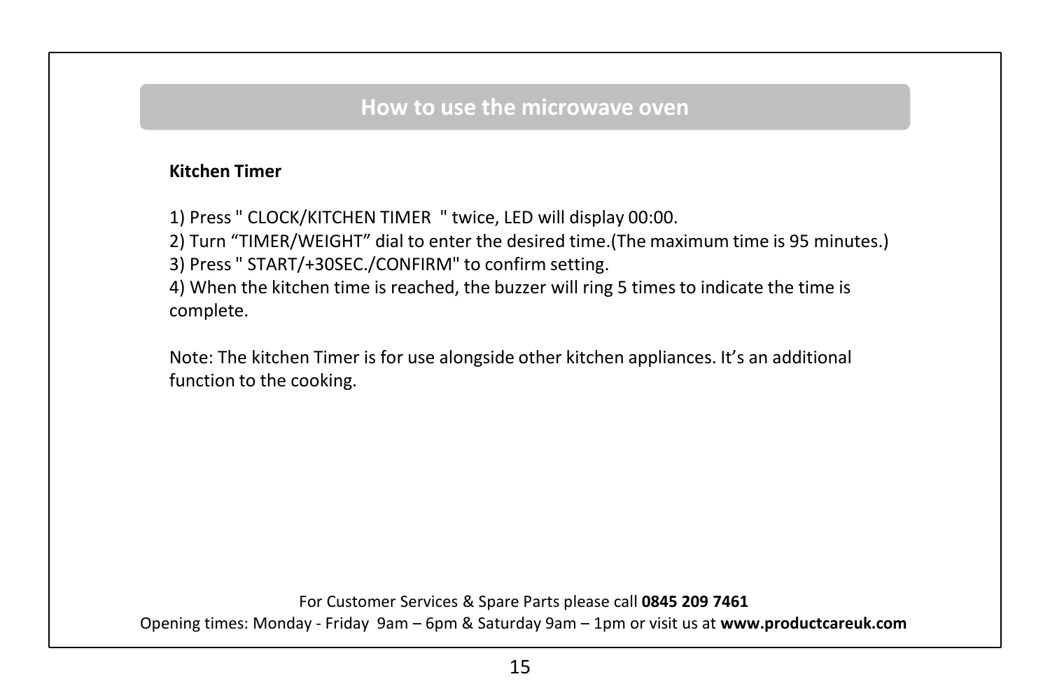## How to use the microwave oven

**Kitchen Timer**

1) Press " CLOCK/KITCHEN TIMER " twice, LED will display 00:00.
2) Turn “TIMER/WEIGHT” dial to enter the desired time.(The maximum time is 95 minutes.)
3) Press " START/+30SEC./CONFIRM" to confirm setting.
4) When the kitchen time is reached, the buzzer will ring 5 times to indicate the time is complete.

Note: The kitchen Timer is for use alongside other kitchen appliances. It’s an additional function to the cooking.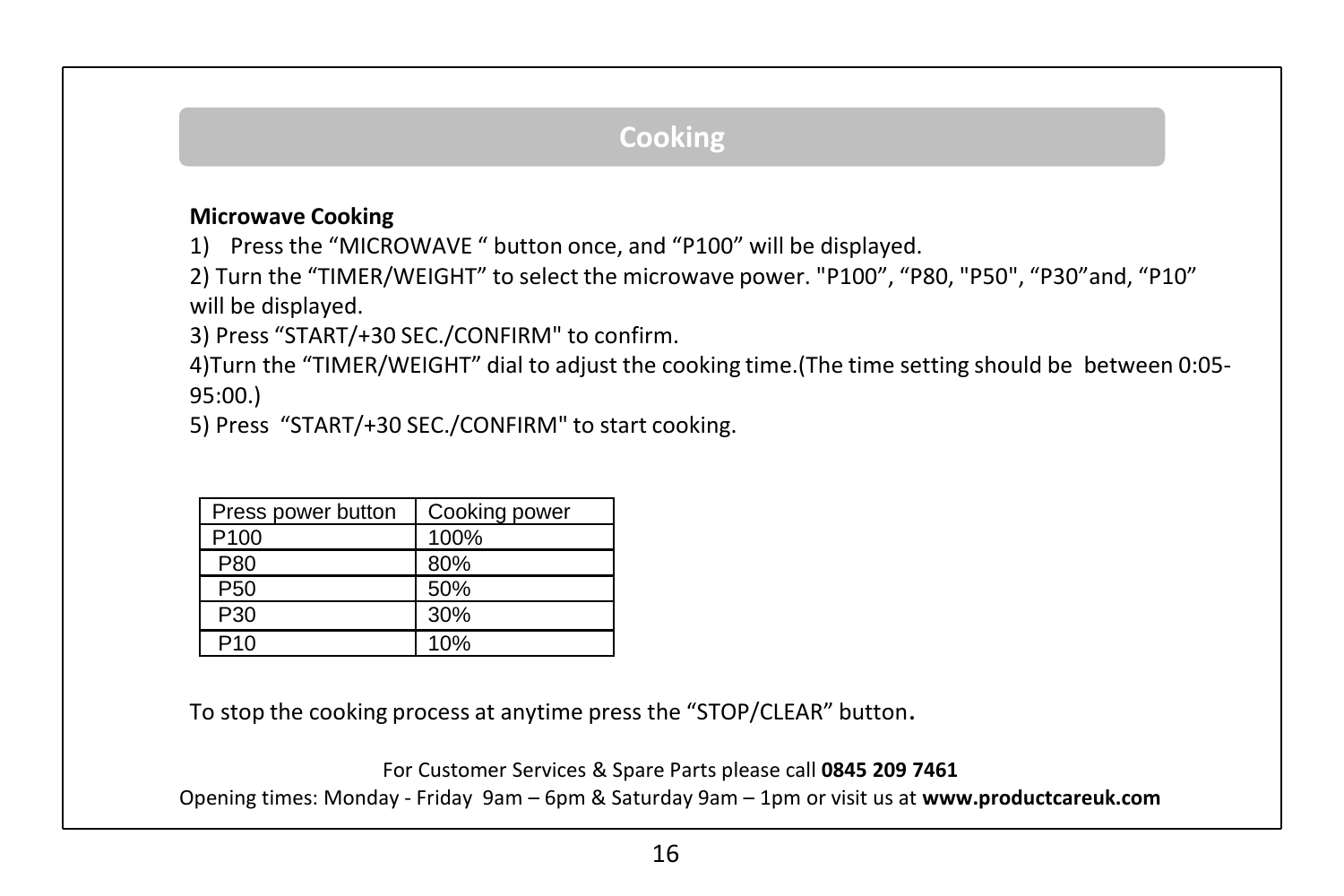## Cooking

**Microwave Cooking**

1) Press the "MICROWAVE " button once, and "P100" will be displayed.

2) Turn the "TIMER/WEIGHT" to select the microwave power. "P100", "P80, "P50", "P30"and, "P10" will be displayed.

3) Press "START/+30 SEC./CONFIRM" to confirm.

4)Turn the "TIMER/WEIGHT" dial to adjust the cooking time.(The time setting should be between 0:05-95:00.)

5) Press "START/+30 SEC./CONFIRM" to start cooking.

| Press power button | Cooking power |
|---|---|
| P100 | 100% |
| P80 | 80% |
| P50 | 50% |
| P30 | 30% |
| P10 | 10% |

To stop the cooking process at anytime press the "STOP/CLEAR" button.

For Customer Services & Spare Parts please call **0845 209 7461**

Opening times: Monday - Friday 9am – 6pm & Saturday 9am – 1pm or visit us at **www.productcareuk.com**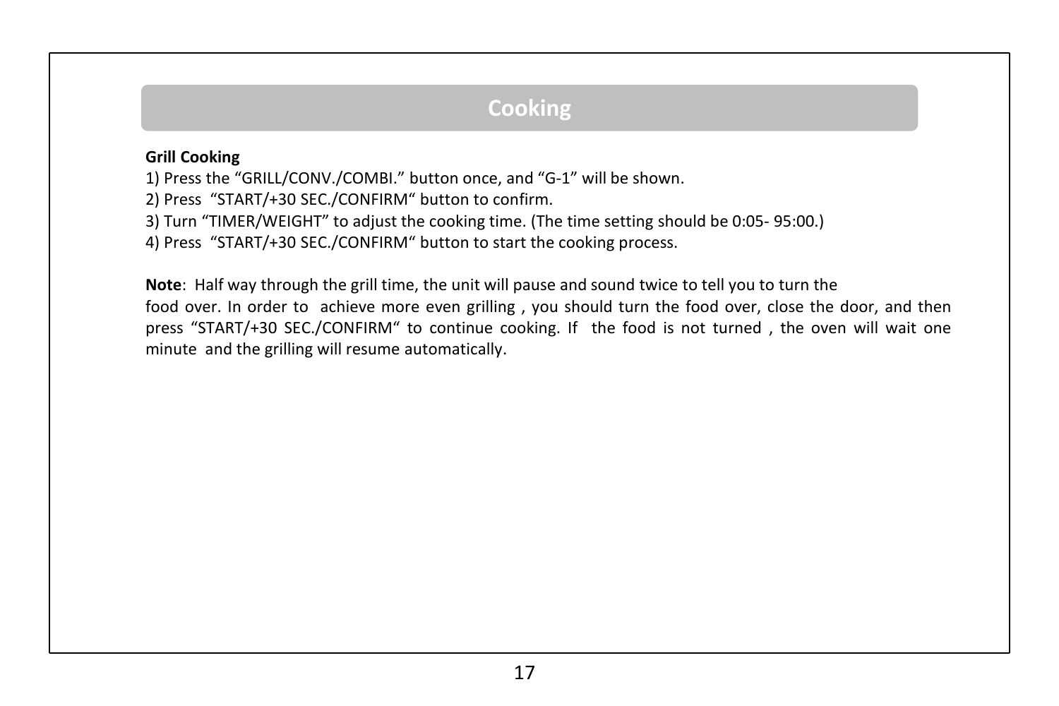## Cooking

**Grill Cooking**

1) Press the “GRILL/CONV./COMBI.” button once, and “G-1” will be shown.
2) Press “START/+30 SEC./CONFIRM“ button to confirm.
3) Turn “TIMER/WEIGHT” to adjust the cooking time. (The time setting should be 0:05- 95:00.)
4) Press “START/+30 SEC./CONFIRM“ button to start the cooking process.

**Note**: Half way through the grill time, the unit will pause and sound twice to tell you to turn the food over. In order to achieve more even grilling , you should turn the food over, close the door, and then press “START/+30 SEC./CONFIRM“ to continue cooking. If the food is not turned , the oven will wait one minute and the grilling will resume automatically.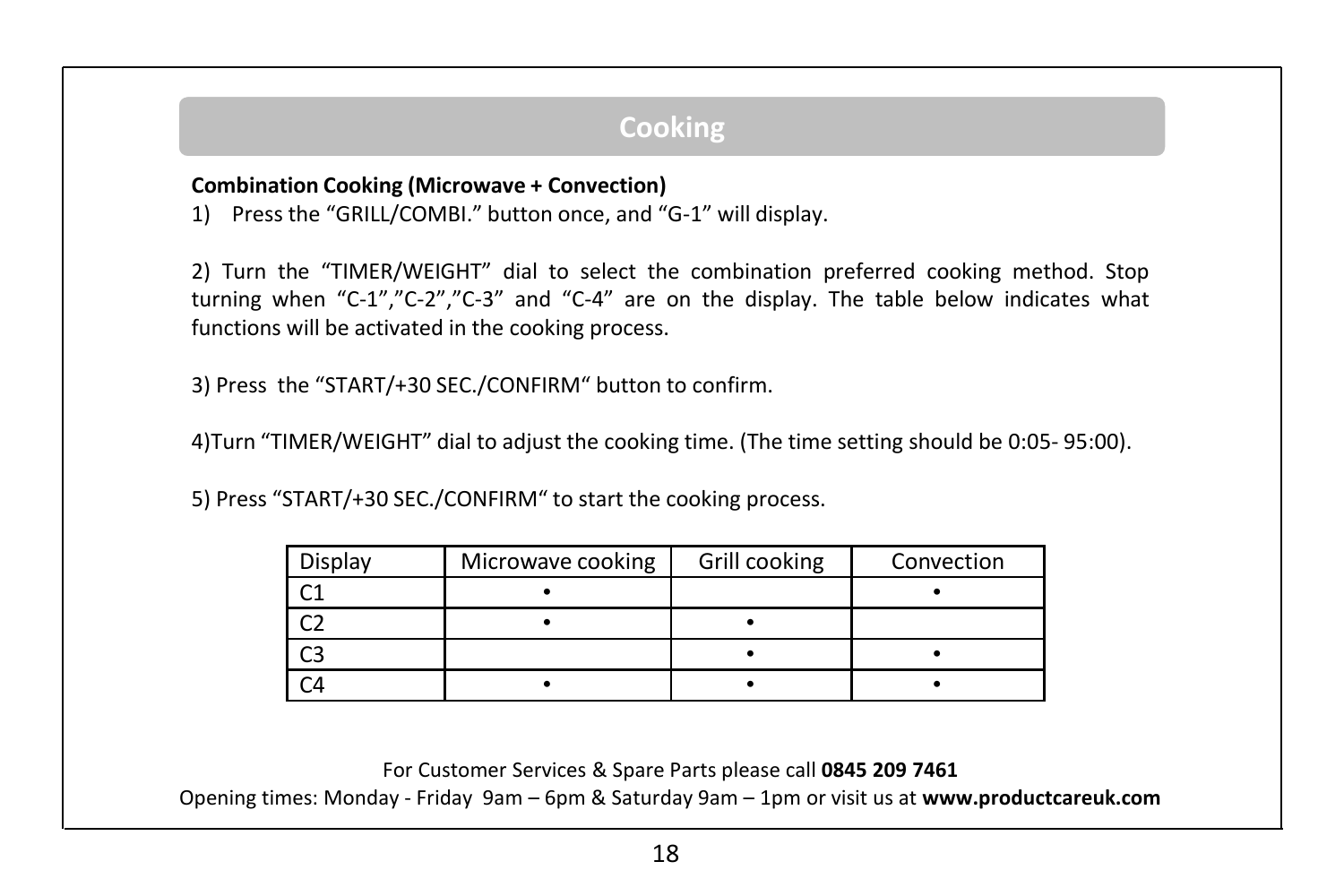## Cooking

**Combination Cooking (Microwave + Convection)**

1) Press the “GRILL/COMBI.” button once, and “G-1” will display.

2) Turn the “TIMER/WEIGHT” dial to select the combination preferred cooking method. Stop turning when “C-1”,”C-2”,”C-3” and “C-4” are on the display. The table below indicates what functions will be activated in the cooking process.

3) Press the “START/+30 SEC./CONFIRM“ button to confirm.

4)Turn “TIMER/WEIGHT” dial to adjust the cooking time. (The time setting should be 0:05- 95:00).

5) Press “START/+30 SEC./CONFIRM“ to start the cooking process.

| Display | Microwave cooking | Grill cooking | Convection |
|---|---|---|---|
| C1 | • | | • |
| C2 | • | • | |
| C3 | | • | • |
| C4 | • | • | • |

For Customer Services & Spare Parts please call **0845 209 7461**
Opening times: Monday - Friday 9am – 6pm & Saturday 9am – 1pm or visit us at **www.productcareuk.com**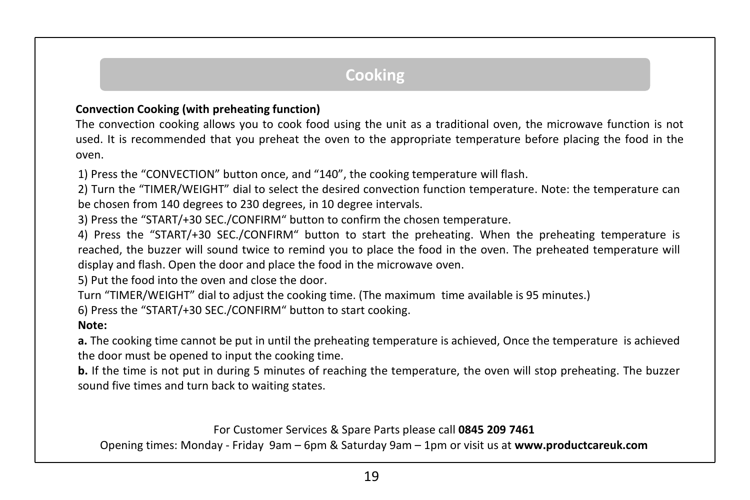## Cooking

**Convection Cooking (with preheating function)**

The convection cooking allows you to cook food using the unit as a traditional oven, the microwave function is not used. It is recommended that you preheat the oven to the appropriate temperature before placing the food in the oven.

1) Press the "CONVECTION" button once, and "140", the cooking temperature will flash.

2) Turn the "TIMER/WEIGHT" dial to select the desired convection function temperature. Note: the temperature can be chosen from 140 degrees to 230 degrees, in 10 degree intervals.

3) Press the "START/+30 SEC./CONFIRM" button to confirm the chosen temperature.

4) Press the "START/+30 SEC./CONFIRM" button to start the preheating. When the preheating temperature is reached, the buzzer will sound twice to remind you to place the food in the oven. The preheated temperature will display and flash. Open the door and place the food in the microwave oven.

5) Put the food into the oven and close the door.

Turn "TIMER/WEIGHT" dial to adjust the cooking time. (The maximum time available is 95 minutes.)

6) Press the "START/+30 SEC./CONFIRM" button to start cooking.

**Note:**

**a.** The cooking time cannot be put in until the preheating temperature is achieved, Once the temperature is achieved the door must be opened to input the cooking time.

**b.** If the time is not put in during 5 minutes of reaching the temperature, the oven will stop preheating. The buzzer sound five times and turn back to waiting states.

For Customer Services & Spare Parts please call **0845 209 7461**

Opening times: Monday - Friday 9am – 6pm & Saturday 9am – 1pm or visit us at **www.productcareuk.com**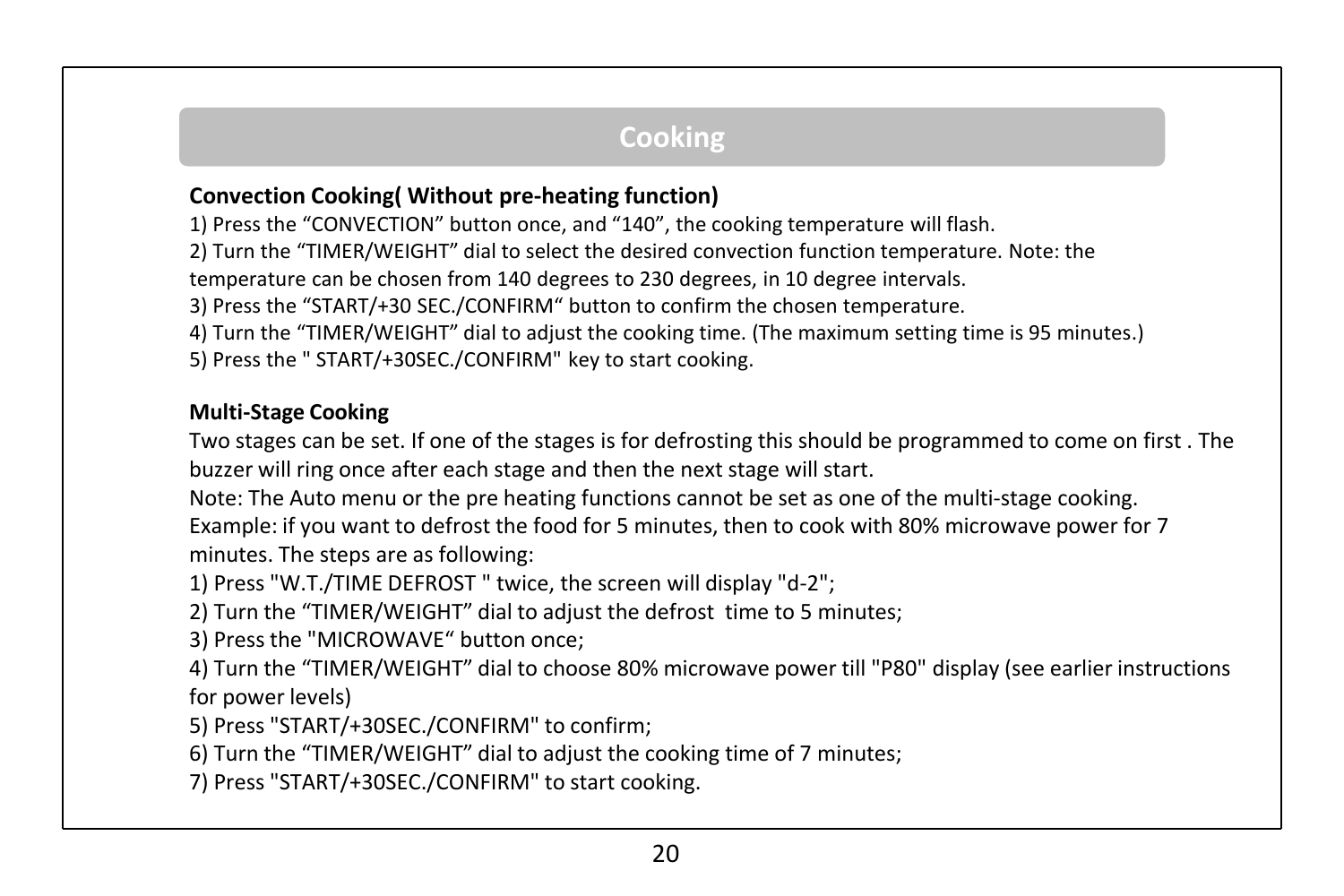## Cooking

**Convection Cooking( Without pre-heating function)**

1) Press the “CONVECTION” button once, and “140”, the cooking temperature will flash.
2) Turn the “TIMER/WEIGHT” dial to select the desired convection function temperature. Note: the temperature can be chosen from 140 degrees to 230 degrees, in 10 degree intervals.
3) Press the “START/+30 SEC./CONFIRM“ button to confirm the chosen temperature.
4) Turn the “TIMER/WEIGHT” dial to adjust the cooking time. (The maximum setting time is 95 minutes.)
5) Press the " START/+30SEC./CONFIRM" key to start cooking.

**Multi-Stage Cooking**

Two stages can be set. If one of the stages is for defrosting this should be programmed to come on first . The buzzer will ring once after each stage and then the next stage will start.

Note: The Auto menu or the pre heating functions cannot be set as one of the multi-stage cooking.

Example: if you want to defrost the food for 5 minutes, then to cook with 80% microwave power for 7 minutes. The steps are as following:

1) Press "W.T./TIME DEFROST " twice, the screen will display "d-2";
2) Turn the “TIMER/WEIGHT” dial to adjust the defrost time to 5 minutes;
3) Press the "MICROWAVE“ button once;
4) Turn the “TIMER/WEIGHT” dial to choose 80% microwave power till "P80" display (see earlier instructions for power levels)
5) Press "START/+30SEC./CONFIRM" to confirm;
6) Turn the “TIMER/WEIGHT” dial to adjust the cooking time of 7 minutes;
7) Press "START/+30SEC./CONFIRM" to start cooking.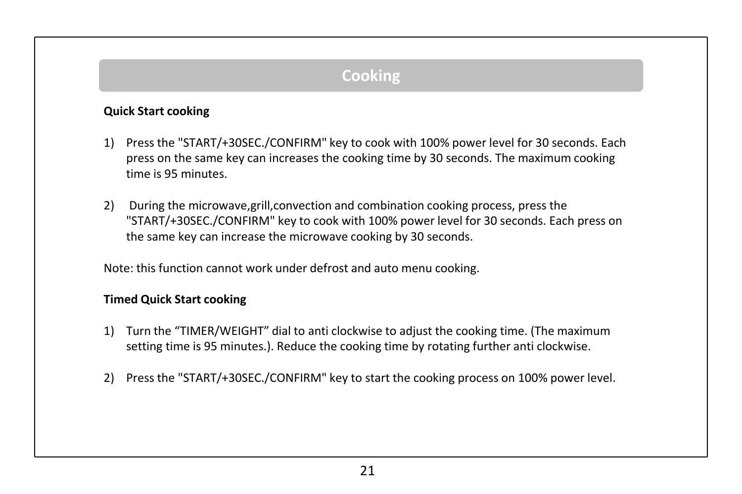## Cooking

**Quick Start cooking**

1) Press the "START/+30SEC./CONFIRM" key to cook with 100% power level for 30 seconds. Each press on the same key can increases the cooking time by 30 seconds. The maximum cooking time is 95 minutes.

2) During the microwave,grill,convection and combination cooking process, press the "START/+30SEC./CONFIRM" key to cook with 100% power level for 30 seconds. Each press on the same key can increase the microwave cooking by 30 seconds.

Note: this function cannot work under defrost and auto menu cooking.

**Timed Quick Start cooking**

1) Turn the “TIMER/WEIGHT” dial to anti clockwise to adjust the cooking time. (The maximum setting time is 95 minutes.). Reduce the cooking time by rotating further anti clockwise.

2) Press the "START/+30SEC./CONFIRM" key to start the cooking process on 100% power level.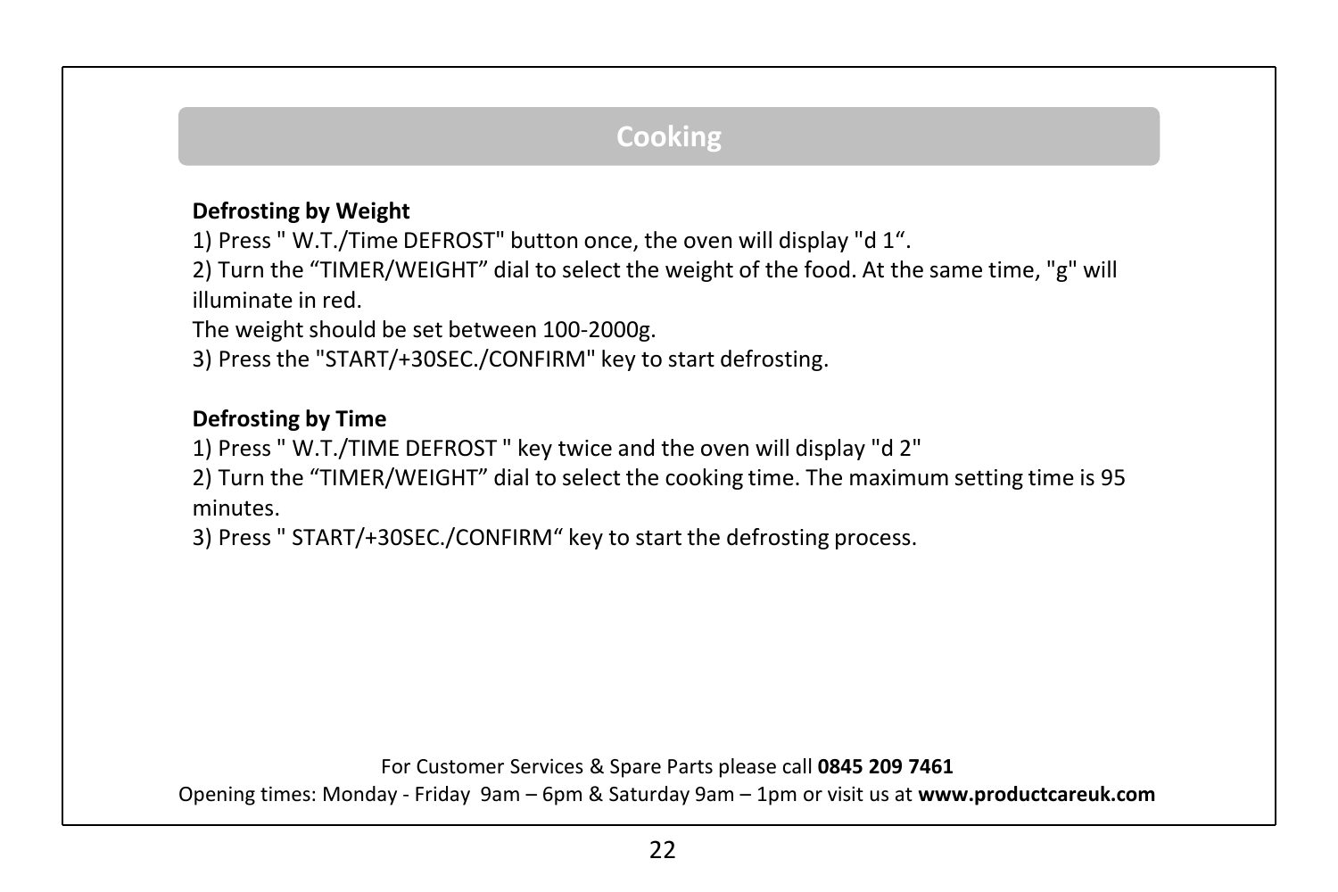## Cooking

**Defrosting by Weight**

1) Press " W.T./Time DEFROST" button once, the oven will display "d 1“.
2) Turn the “TIMER/WEIGHT” dial to select the weight of the food. At the same time, "g" will illuminate in red.
The weight should be set between 100-2000g.
3) Press the "START/+30SEC./CONFIRM" key to start defrosting.

**Defrosting by Time**

1) Press " W.T./TIME DEFROST " key twice and the oven will display "d 2"
2) Turn the “TIMER/WEIGHT” dial to select the cooking time. The maximum setting time is 95 minutes.
3) Press " START/+30SEC./CONFIRM“ key to start the defrosting process.

For Customer Services & Spare Parts please call **0845 209 7461**
Opening times: Monday - Friday 9am – 6pm & Saturday 9am – 1pm or visit us at **www.productcareuk.com**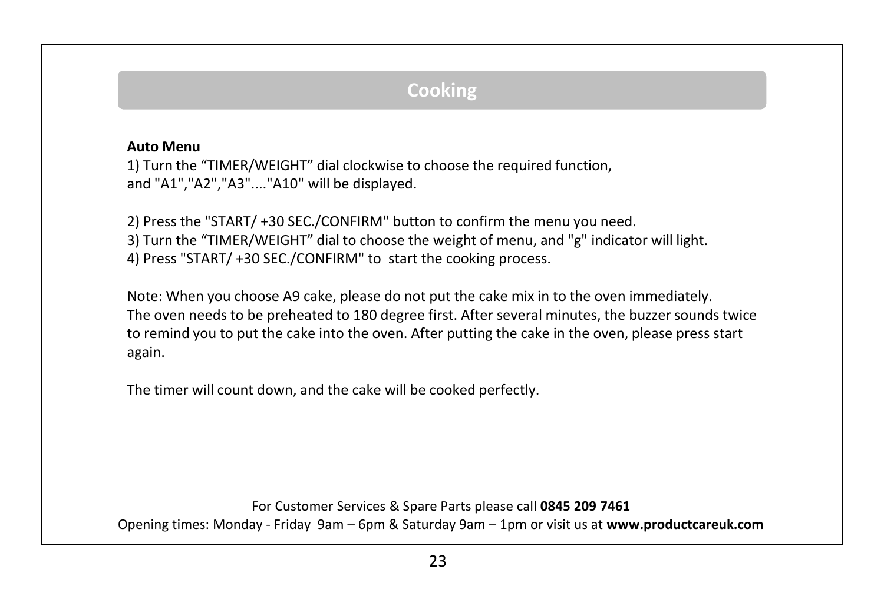# Cooking

**Auto Menu**

1) Turn the “TIMER/WEIGHT” dial clockwise to choose the required function, and "A1","A2","A3"...."A10" will be displayed.

2) Press the "START/ +30 SEC./CONFIRM" button to confirm the menu you need.
3) Turn the “TIMER/WEIGHT” dial to choose the weight of menu, and "g" indicator will light.
4) Press "START/ +30 SEC./CONFIRM" to start the cooking process.

Note: When you choose A9 cake, please do not put the cake mix in to the oven immediately. The oven needs to be preheated to 180 degree first. After several minutes, the buzzer sounds twice to remind you to put the cake into the oven. After putting the cake in the oven, please press start again.

The timer will count down, and the cake will be cooked perfectly.

For Customer Services & Spare Parts please call **0845 209 7461**
Opening times: Monday - Friday 9am – 6pm & Saturday 9am – 1pm or visit us at **www.productcareuk.com**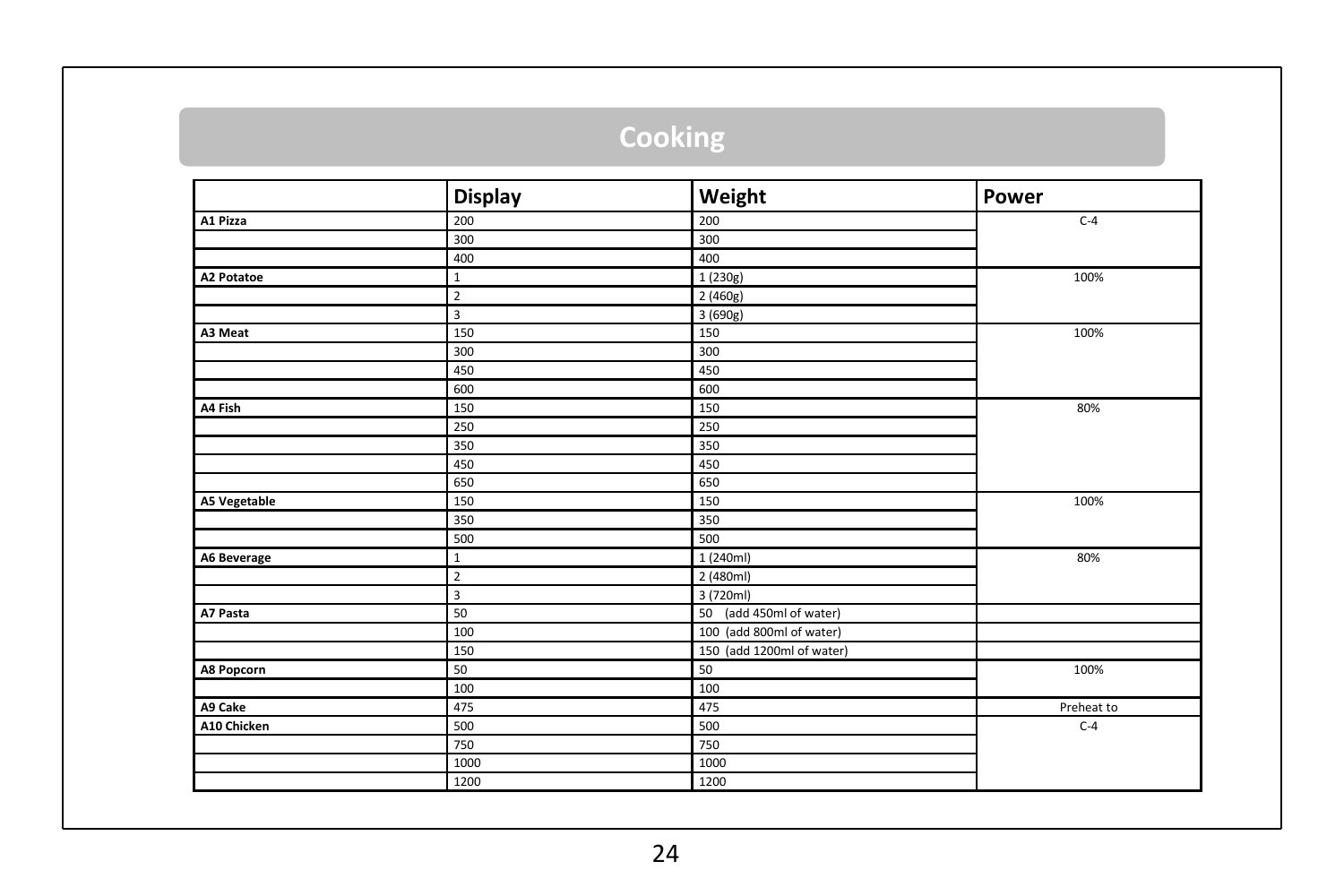## Cooking

| | Display | Weight | Power |
|---|---|---|---|
| **A1 Pizza** | 200 | 200 | C-4 |
| | 300 | 300 | |
| | 400 | 400 | |
| **A2 Potatoe** | 1 | 1 (230g) | 100% |
| | 2 | 2 (460g) | |
| | 3 | 3 (690g) | |
| **A3 Meat** | 150 | 150 | 100% |
| | 300 | 300 | |
| | 450 | 450 | |
| | 600 | 600 | |
| **A4 Fish** | 150 | 150 | 80% |
| | 250 | 250 | |
| | 350 | 350 | |
| | 450 | 450 | |
| | 650 | 650 | |
| **A5 Vegetable** | 150 | 150 | 100% |
| | 350 | 350 | |
| | 500 | 500 | |
| **A6 Beverage** | 1 | 1 (240ml) | 80% |
| | 2 | 2 (480ml) | |
| | 3 | 3 (720ml) | |
| **A7 Pasta** | 50 | 50 (add 450ml of water) | |
| | 100 | 100 (add 800ml of water) | |
| | 150 | 150 (add 1200ml of water) | |
| **A8 Popcorn** | 50 | 50 | 100% |
| | 100 | 100 | |
| **A9 Cake** | 475 | 475 | Preheat to |
| **A10 Chicken** | 500 | 500 | C-4 |
| | 750 | 750 | |
| | 1000 | 1000 | |
| | 1200 | 1200 | |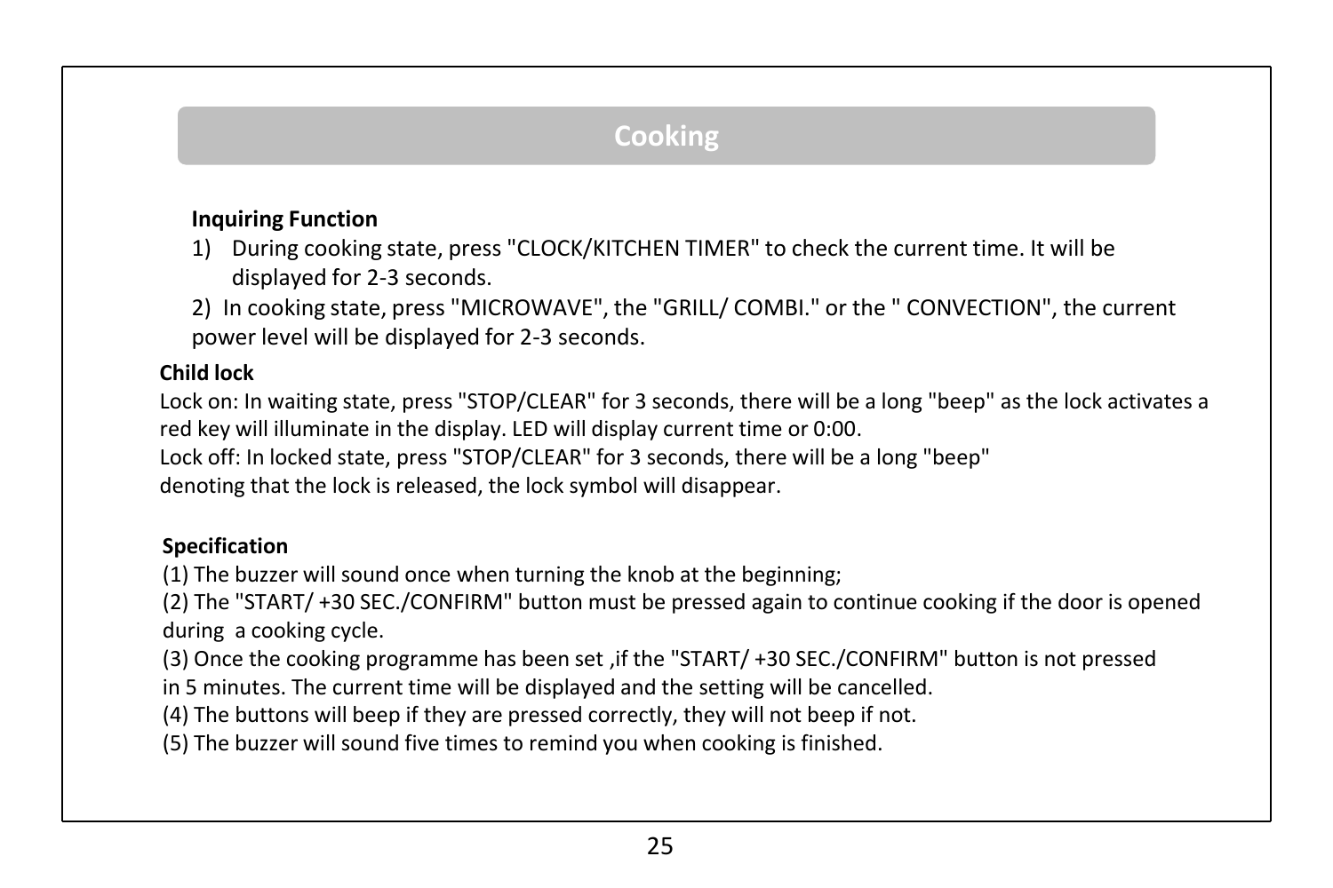## Cooking

### Inquiring Function

1) During cooking state, press "CLOCK/KITCHEN TIMER" to check the current time. It will be displayed for 2-3 seconds.

2) In cooking state, press "MICROWAVE", the "GRILL/ COMBI." or the " CONVECTION", the current power level will be displayed for 2-3 seconds.

### Child lock

Lock on: In waiting state, press "STOP/CLEAR" for 3 seconds, there will be a long "beep" as the lock activates a red key will illuminate in the display. LED will display current time or 0:00.

Lock off: In locked state, press "STOP/CLEAR" for 3 seconds, there will be a long "beep" denoting that the lock is released, the lock symbol will disappear.

### Specification

(1) The buzzer will sound once when turning the knob at the beginning;

(2) The "START/ +30 SEC./CONFIRM" button must be pressed again to continue cooking if the door is opened during a cooking cycle.

(3) Once the cooking programme has been set ,if the "START/ +30 SEC./CONFIRM" button is not pressed in 5 minutes. The current time will be displayed and the setting will be cancelled.

(4) The buttons will beep if they are pressed correctly, they will not beep if not.

(5) The buzzer will sound five times to remind you when cooking is finished.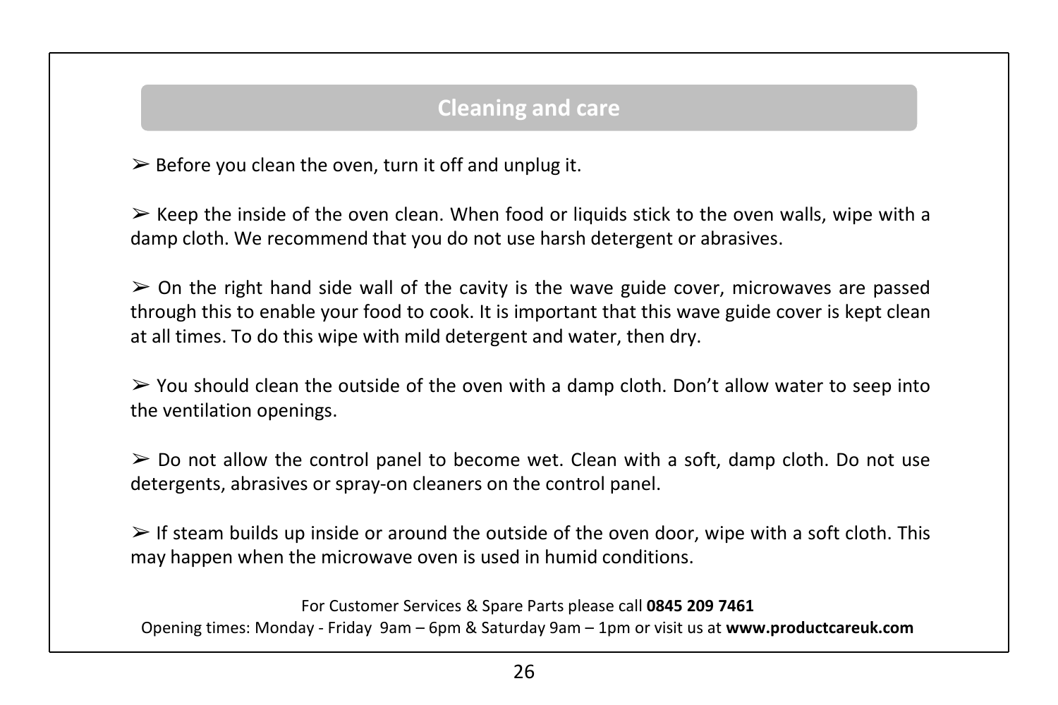## Cleaning and care

➢ Before you clean the oven, turn it off and unplug it.

➢ Keep the inside of the oven clean. When food or liquids stick to the oven walls, wipe with a damp cloth. We recommend that you do not use harsh detergent or abrasives.

➢ On the right hand side wall of the cavity is the wave guide cover, microwaves are passed through this to enable your food to cook. It is important that this wave guide cover is kept clean at all times. To do this wipe with mild detergent and water, then dry.

➢ You should clean the outside of the oven with a damp cloth. Don't allow water to seep into the ventilation openings.

➢ Do not allow the control panel to become wet. Clean with a soft, damp cloth. Do not use detergents, abrasives or spray-on cleaners on the control panel.

➢ If steam builds up inside or around the outside of the oven door, wipe with a soft cloth. This may happen when the microwave oven is used in humid conditions.

For Customer Services & Spare Parts please call **0845 209 7461**
Opening times: Monday - Friday 9am – 6pm & Saturday 9am – 1pm or visit us at **www.productcareuk.com**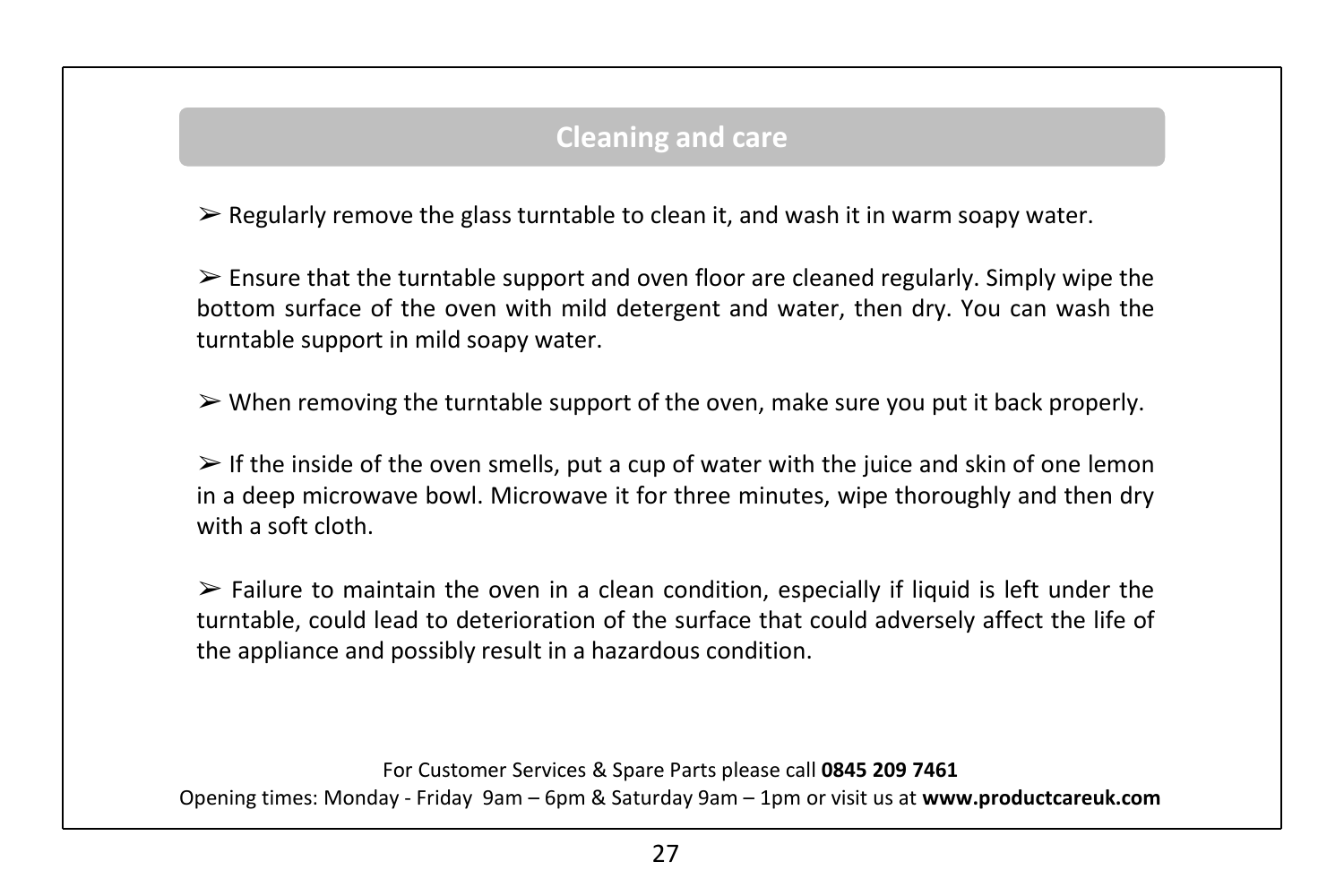## Cleaning and care

➢ Regularly remove the glass turntable to clean it, and wash it in warm soapy water.

➢ Ensure that the turntable support and oven floor are cleaned regularly. Simply wipe the bottom surface of the oven with mild detergent and water, then dry. You can wash the turntable support in mild soapy water.

➢ When removing the turntable support of the oven, make sure you put it back properly.

➢ If the inside of the oven smells, put a cup of water with the juice and skin of one lemon in a deep microwave bowl. Microwave it for three minutes, wipe thoroughly and then dry with a soft cloth.

➢ Failure to maintain the oven in a clean condition, especially if liquid is left under the turntable, could lead to deterioration of the surface that could adversely affect the life of the appliance and possibly result in a hazardous condition.

For Customer Services & Spare Parts please call **0845 209 7461**
Opening times: Monday - Friday 9am – 6pm & Saturday 9am – 1pm or visit us at **www.productcareuk.com**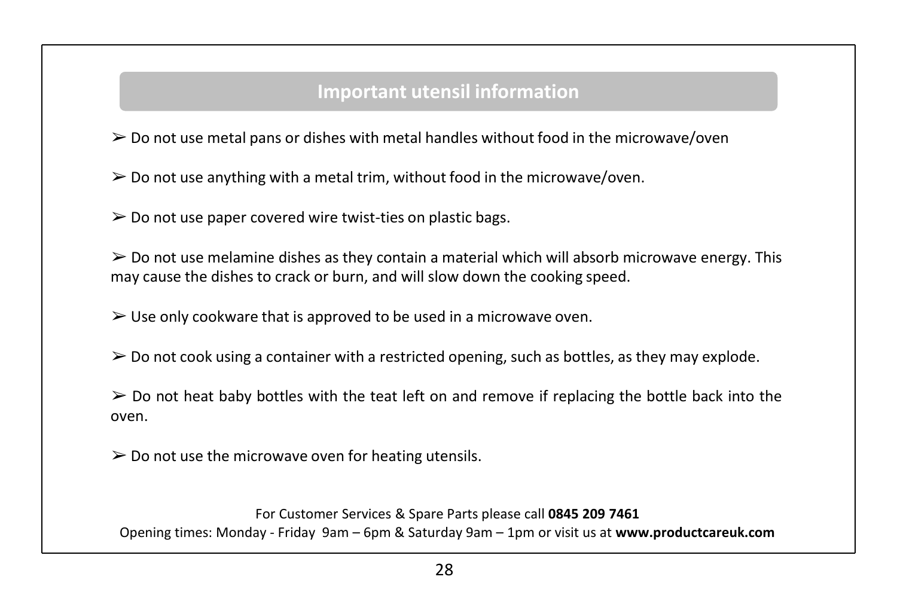## Important utensil information

- Do not use metal pans or dishes with metal handles without food in the microwave/oven
- Do not use anything with a metal trim, without food in the microwave/oven.
- Do not use paper covered wire twist-ties on plastic bags.
- Do not use melamine dishes as they contain a material which will absorb microwave energy. This may cause the dishes to crack or burn, and will slow down the cooking speed.
- Use only cookware that is approved to be used in a microwave oven.
- Do not cook using a container with a restricted opening, such as bottles, as they may explode.
- Do not heat baby bottles with the teat left on and remove if replacing the bottle back into the oven.
- Do not use the microwave oven for heating utensils.

For Customer Services & Spare Parts please call **0845 209 7461**
Opening times: Monday - Friday 9am – 6pm & Saturday 9am – 1pm or visit us at **www.productcareuk.com**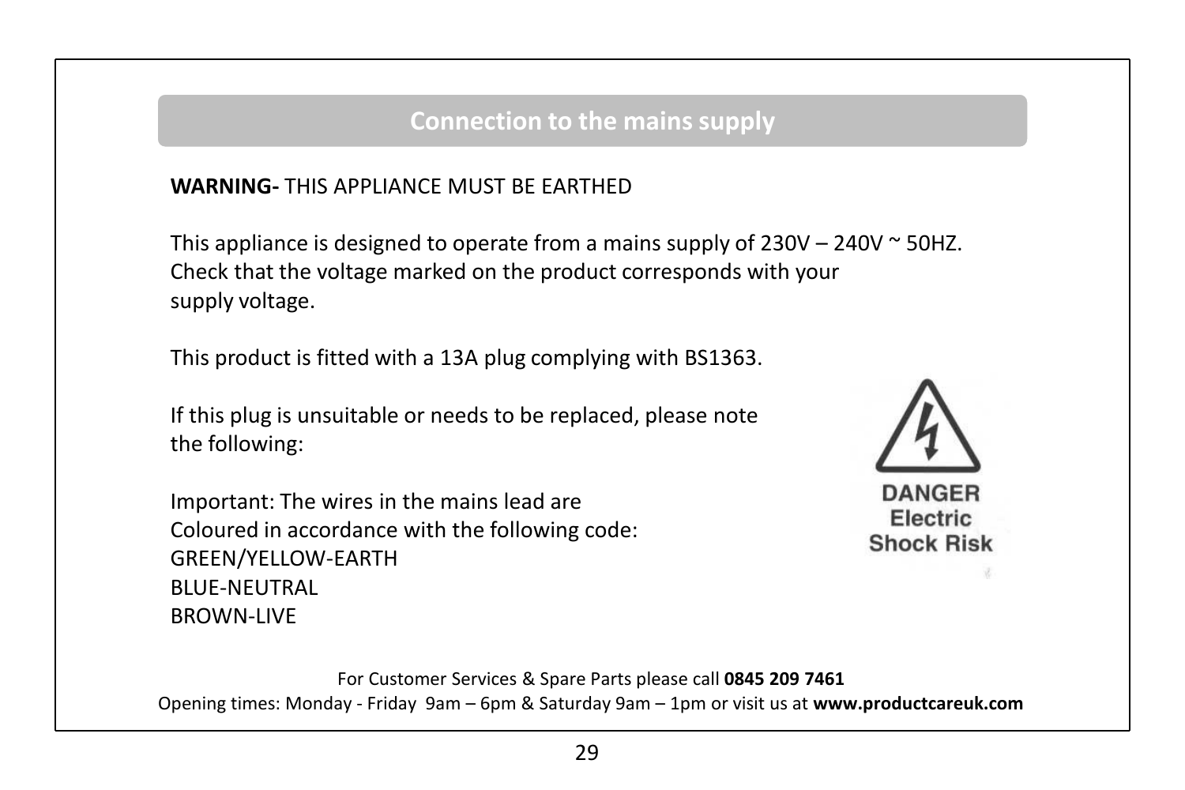## Connection to the mains supply

**WARNING-** THIS APPLIANCE MUST BE EARTHED

This appliance is designed to operate from a mains supply of 230V – 240V ~ 50HZ. Check that the voltage marked on the product corresponds with your supply voltage.

This product is fitted with a 13A plug complying with BS1363.

If this plug is unsuitable or needs to be replaced, please note the following:

Important: The wires in the mains lead are Coloured in accordance with the following code:
GREEN/YELLOW-EARTH
BLUE-NEUTRAL
BROWN-LIVE

DANGER
Electric
Shock Risk

For Customer Services & Spare Parts please call **0845 209 7461**
Opening times: Monday - Friday 9am – 6pm & Saturday 9am – 1pm or visit us at **www.productcareuk.com**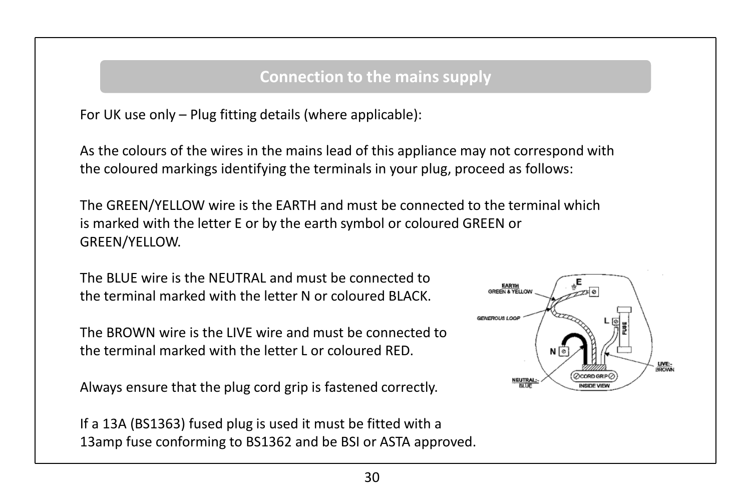## Connection to the mains supply

For UK use only – Plug fitting details (where applicable):

As the colours of the wires in the mains lead of this appliance may not correspond with the coloured markings identifying the terminals in your plug, proceed as follows:

The GREEN/YELLOW wire is the EARTH and must be connected to the terminal which is marked with the letter E or by the earth symbol or coloured GREEN or GREEN/YELLOW.

The BLUE wire is the NEUTRAL and must be connected to the terminal marked with the letter N or coloured BLACK.

The BROWN wire is the LIVE wire and must be connected to the terminal marked with the letter L or coloured RED.

Always ensure that the plug cord grip is fastened correctly.

If a 13A (BS1363) fused plug is used it must be fitted with a 13amp fuse conforming to BS1362 and be BSI or ASTA approved.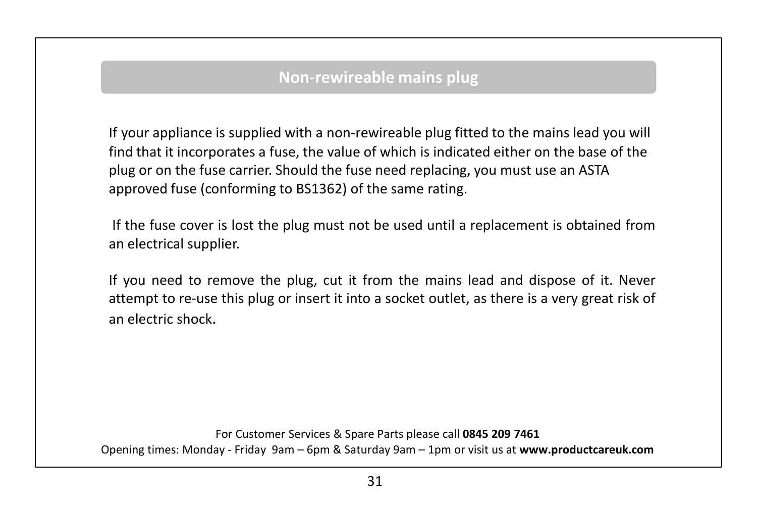## Non-rewireable mains plug

If your appliance is supplied with a non-rewireable plug fitted to the mains lead you will find that it incorporates a fuse, the value of which is indicated either on the base of the plug or on the fuse carrier. Should the fuse need replacing, you must use an ASTA approved fuse (conforming to BS1362) of the same rating.

If the fuse cover is lost the plug must not be used until a replacement is obtained from an electrical supplier.

If you need to remove the plug, cut it from the mains lead and dispose of it. Never attempt to re-use this plug or insert it into a socket outlet, as there is a very great risk of an electric shock.

For Customer Services & Spare Parts please call **0845 209 7461**
Opening times: Monday - Friday 9am – 6pm & Saturday 9am – 1pm or visit us at **www.productcareuk.com**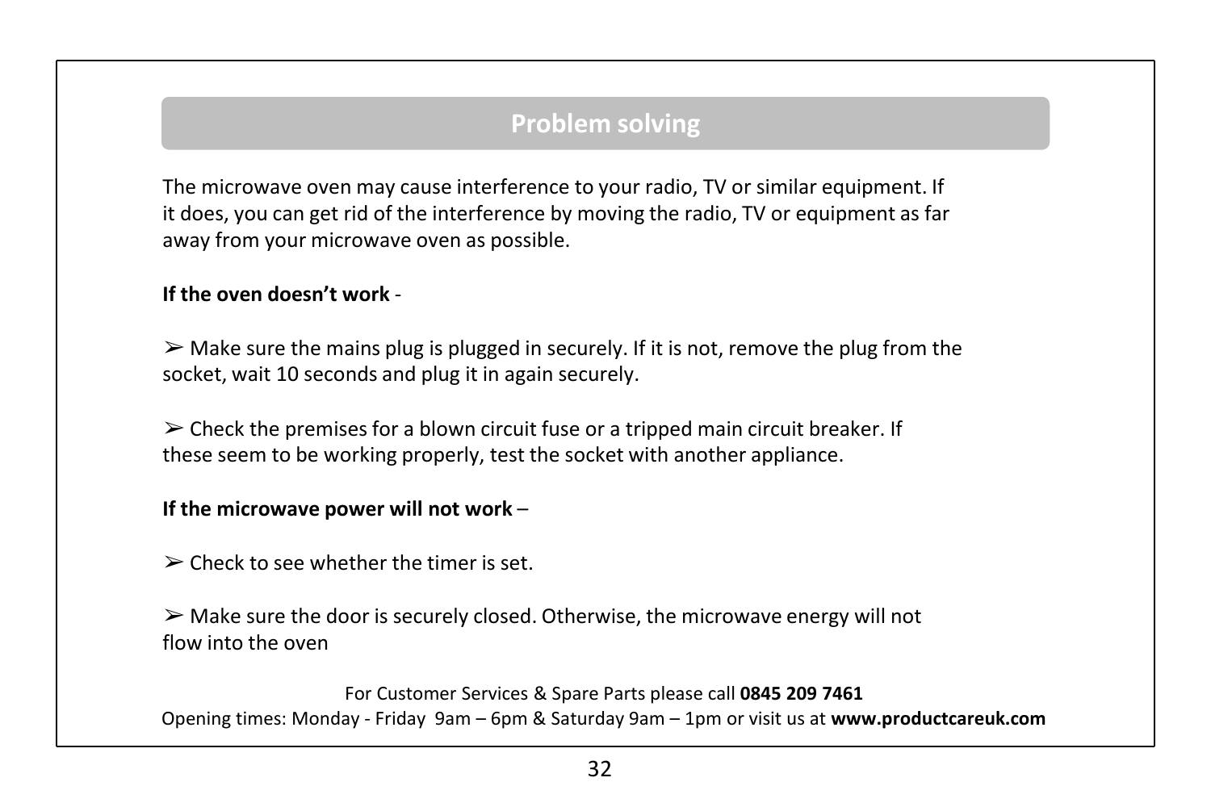## Problem solving

The microwave oven may cause interference to your radio, TV or similar equipment. If it does, you can get rid of the interference by moving the radio, TV or equipment as far away from your microwave oven as possible.

**If the oven doesn't work** -

➢ Make sure the mains plug is plugged in securely. If it is not, remove the plug from the socket, wait 10 seconds and plug it in again securely.

➢ Check the premises for a blown circuit fuse or a tripped main circuit breaker. If these seem to be working properly, test the socket with another appliance.

**If the microwave power will not work** –

➢ Check to see whether the timer is set.

➢ Make sure the door is securely closed. Otherwise, the microwave energy will not flow into the oven

For Customer Services & Spare Parts please call **0845 209 7461**
Opening times: Monday - Friday 9am – 6pm & Saturday 9am – 1pm or visit us at **www.productcareuk.com**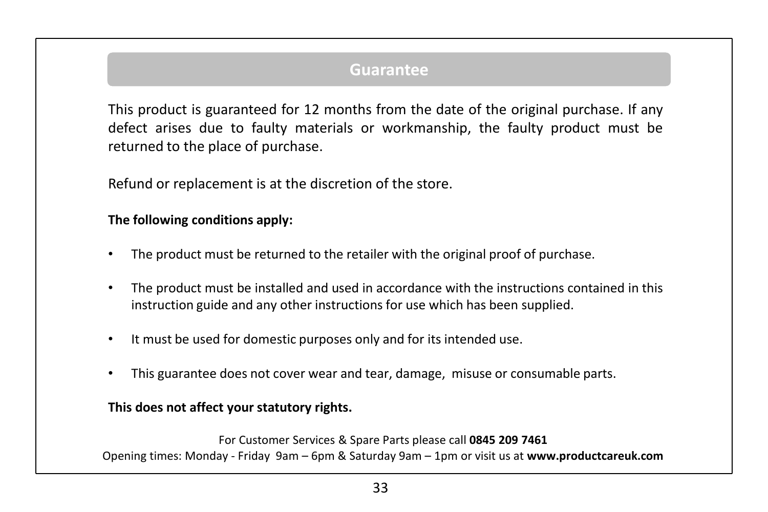## Guarantee

This product is guaranteed for 12 months from the date of the original purchase. If any defect arises due to faulty materials or workmanship, the faulty product must be returned to the place of purchase.

Refund or replacement is at the discretion of the store.

**The following conditions apply:**

- The product must be returned to the retailer with the original proof of purchase.
- The product must be installed and used in accordance with the instructions contained in this instruction guide and any other instructions for use which has been supplied.
- It must be used for domestic purposes only and for its intended use.
- This guarantee does not cover wear and tear, damage, misuse or consumable parts.

**This does not affect your statutory rights.**

For Customer Services & Spare Parts please call **0845 209 7461**
Opening times: Monday - Friday 9am – 6pm & Saturday 9am – 1pm or visit us at **www.productcareuk.com**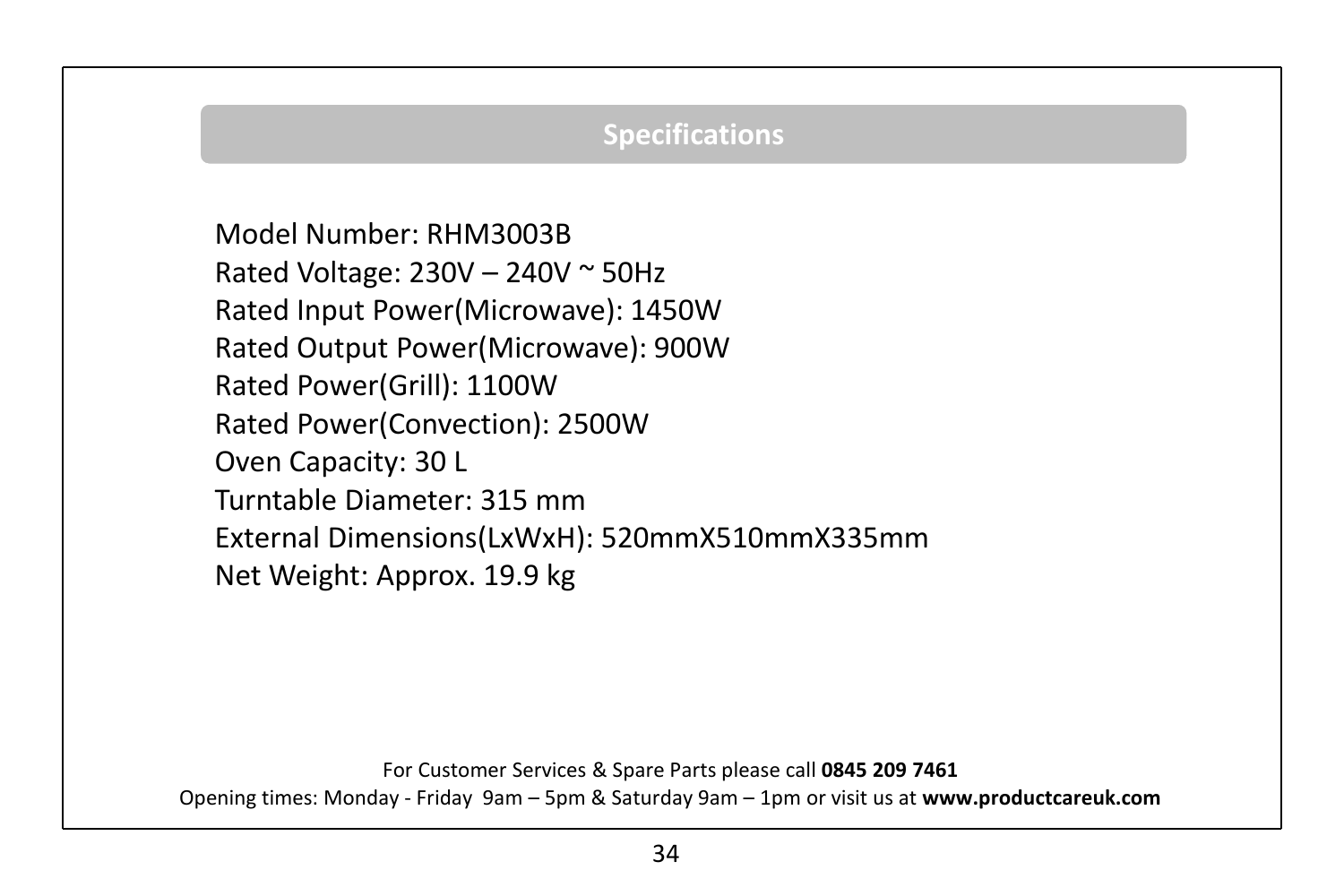## Specifications

Model Number: RHM3003B
Rated Voltage: 230V – 240V ~ 50Hz
Rated Input Power(Microwave): 1450W
Rated Output Power(Microwave): 900W
Rated Power(Grill): 1100W
Rated Power(Convection): 2500W
Oven Capacity: 30 L
Turntable Diameter: 315 mm
External Dimensions(LxWxH): 520mmX510mmX335mm
Net Weight: Approx. 19.9 kg

For Customer Services & Spare Parts please call **0845 209 7461**
Opening times: Monday - Friday 9am – 5pm & Saturday 9am – 1pm or visit us at **www.productcareuk.com**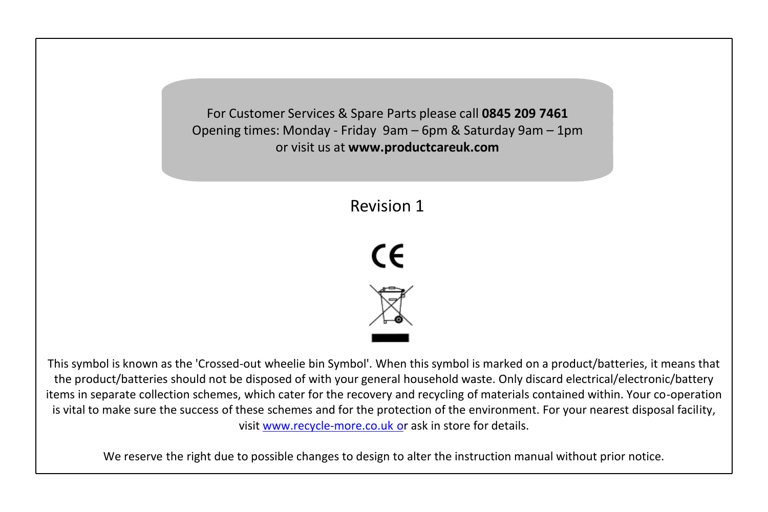For Customer Services & Spare Parts please call **0845 209 7461**
Opening times: Monday - Friday 9am – 6pm & Saturday 9am – 1pm
or visit us at **www.productcareuk.com**

Revision 1

This symbol is known as the 'Crossed-out wheelie bin Symbol'. When this symbol is marked on a product/batteries, it means that the product/batteries should not be disposed of with your general household waste. Only discard electrical/electronic/battery items in separate collection schemes, which cater for the recovery and recycling of materials contained within. Your co-operation is vital to make sure the success of these schemes and for the protection of the environment. For your nearest disposal facility, visit www.recycle-more.co.uk or ask in store for details.

We reserve the right due to possible changes to design to alter the instruction manual without prior notice.